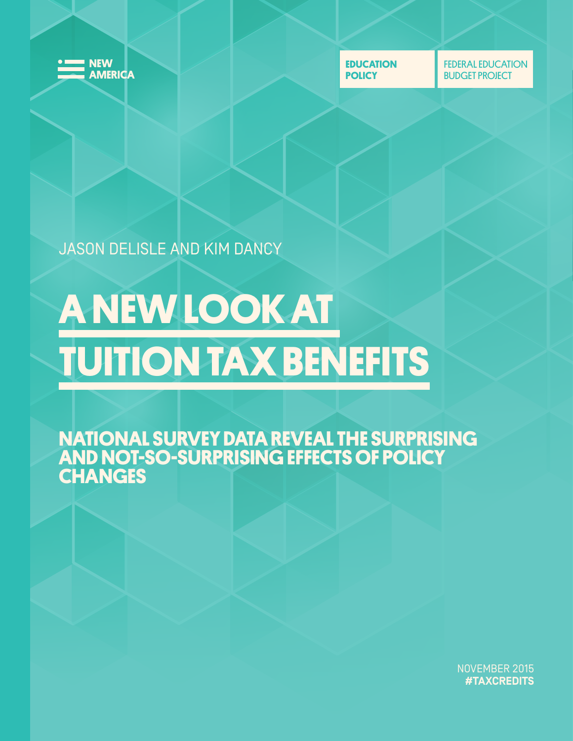NEW AMERICA

EDUCATION POLICY

FEDERAL EDUCATION BUDGET PROJECT

JASON DELISLE AND KIM DANCY

# A NEW LOOK AT TUITION TAX BENEFITS

## NATIONAL SURVEY DATA REVEAL THE SURPRISING AND NOT-SO-SURPRISING EFFECTS OF POLICY CHANGES

NOVEMBER 2015
**#TAXCREDITS**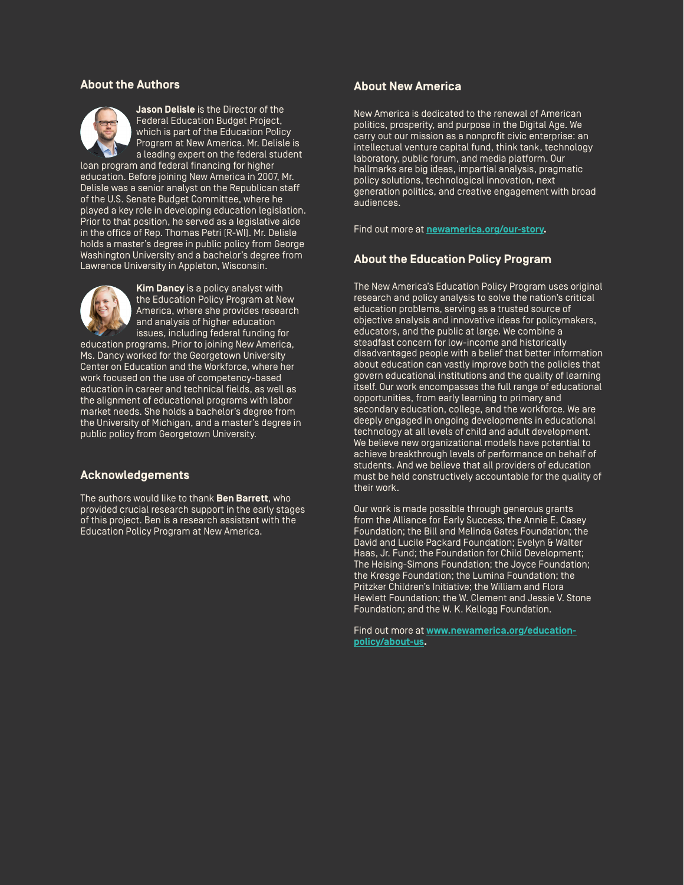## About the Authors

**Jason Delisle** is the Director of the Federal Education Budget Project, which is part of the Education Policy Program at New America. Mr. Delisle is a leading expert on the federal student loan program and federal financing for higher education. Before joining New America in 2007, Mr. Delisle was a senior analyst on the Republican staff of the U.S. Senate Budget Committee, where he played a key role in developing education legislation. Prior to that position, he served as a legislative aide in the office of Rep. Thomas Petri (R-WI). Mr. Delisle holds a master's degree in public policy from George Washington University and a bachelor's degree from Lawrence University in Appleton, Wisconsin.

**Kim Dancy** is a policy analyst with the Education Policy Program at New America, where she provides research and analysis of higher education issues, including federal funding for education programs. Prior to joining New America, Ms. Dancy worked for the Georgetown University Center on Education and the Workforce, where her work focused on the use of competency-based education in career and technical fields, as well as the alignment of educational programs with labor market needs. She holds a bachelor's degree from the University of Michigan, and a master's degree in public policy from Georgetown University.

## Acknowledgements

The authors would like to thank **Ben Barrett**, who provided crucial research support in the early stages of this project. Ben is a research assistant with the Education Policy Program at New America.

## About New America

New America is dedicated to the renewal of American politics, prosperity, and purpose in the Digital Age. We carry out our mission as a nonprofit civic enterprise: an intellectual venture capital fund, think tank, technology laboratory, public forum, and media platform. Our hallmarks are big ideas, impartial analysis, pragmatic policy solutions, technological innovation, next generation politics, and creative engagement with broad audiences.

Find out more at **newamerica.org/our-story**.

## About the Education Policy Program

The New America's Education Policy Program uses original research and policy analysis to solve the nation's critical education problems, serving as a trusted source of objective analysis and innovative ideas for policymakers, educators, and the public at large. We combine a steadfast concern for low-income and historically disadvantaged people with a belief that better information about education can vastly improve both the policies that govern educational institutions and the quality of learning itself. Our work encompasses the full range of educational opportunities, from early learning to primary and secondary education, college, and the workforce. We are deeply engaged in ongoing developments in educational technology at all levels of child and adult development. We believe new organizational models have potential to achieve breakthrough levels of performance on behalf of students. And we believe that all providers of education must be held constructively accountable for the quality of their work.

Our work is made possible through generous grants from the Alliance for Early Success; the Annie E. Casey Foundation; the Bill and Melinda Gates Foundation; the David and Lucile Packard Foundation; Evelyn & Walter Haas, Jr. Fund; the Foundation for Child Development; The Heising-Simons Foundation; the Joyce Foundation; the Kresge Foundation; the Lumina Foundation; the Pritzker Children's Initiative; the William and Flora Hewlett Foundation; the W. Clement and Jessie V. Stone Foundation; and the W. K. Kellogg Foundation.

Find out more at **www.newamerica.org/education-policy/about-us**.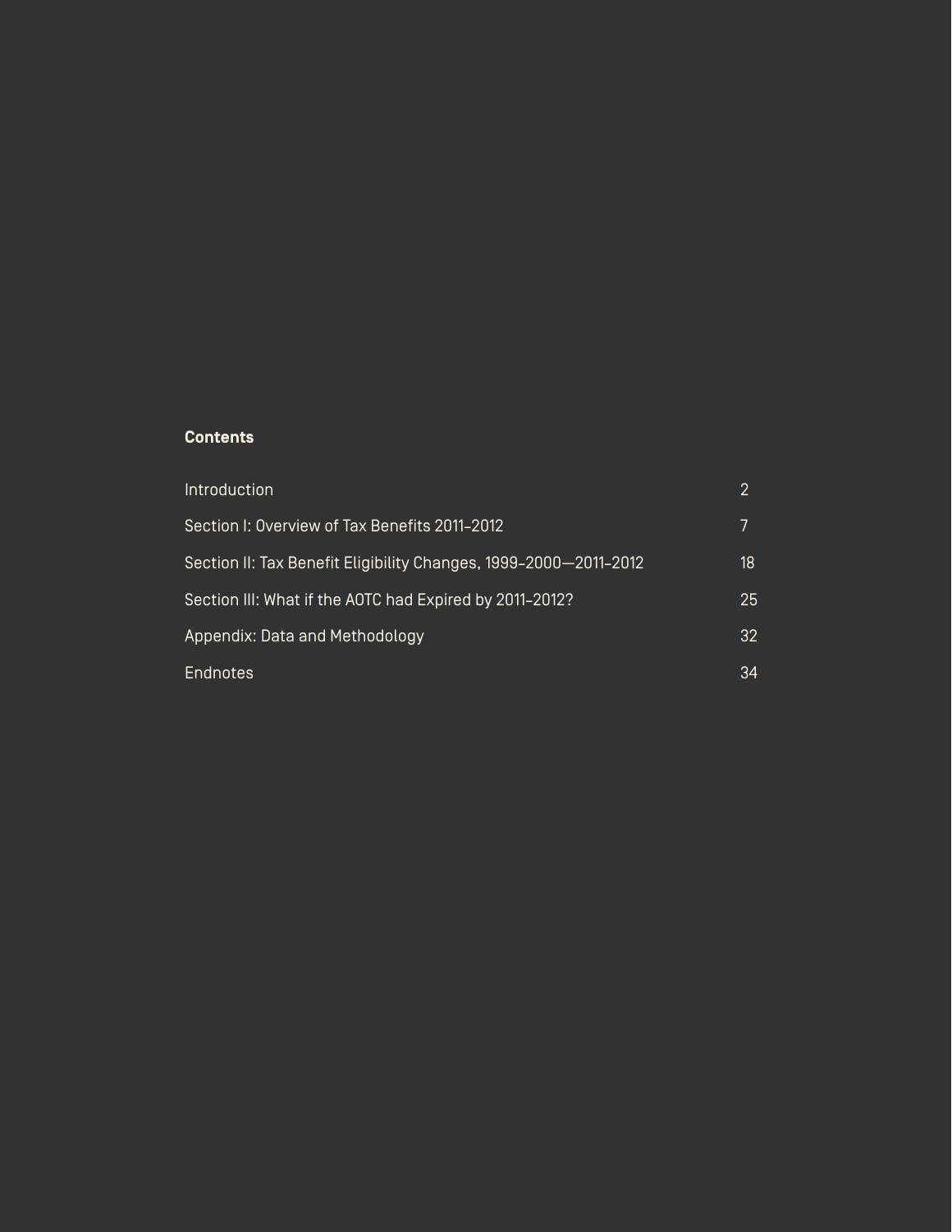## Contents

| | |
|---|---|
| Introduction | 2 |
| Section I: Overview of Tax Benefits 2011–2012 | 7 |
| Section II: Tax Benefit Eligibility Changes, 1999–2000—2011–2012 | 18 |
| Section III: What if the AOTC had Expired by 2011–2012? | 25 |
| Appendix: Data and Methodology | 32 |
| Endnotes | 34 |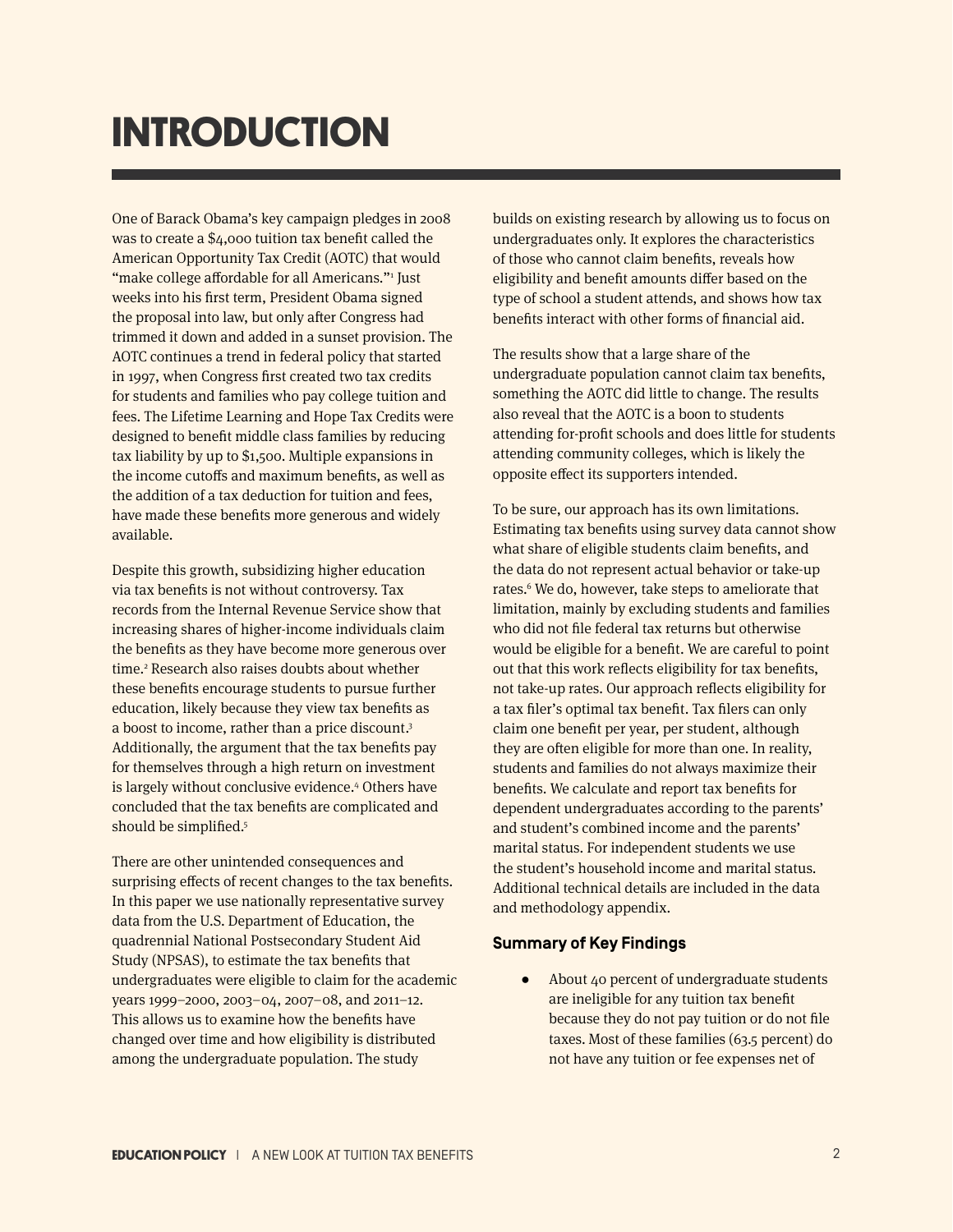# INTRODUCTION

One of Barack Obama's key campaign pledges in 2008 was to create a $4,000 tuition tax benefit called the American Opportunity Tax Credit (AOTC) that would "make college affordable for all Americans."[1] Just weeks into his first term, President Obama signed the proposal into law, but only after Congress had trimmed it down and added in a sunset provision. The AOTC continues a trend in federal policy that started in 1997, when Congress first created two tax credits for students and families who pay college tuition and fees. The Lifetime Learning and Hope Tax Credits were designed to benefit middle class families by reducing tax liability by up to $1,500. Multiple expansions in the income cutoffs and maximum benefits, as well as the addition of a tax deduction for tuition and fees, have made these benefits more generous and widely available.

Despite this growth, subsidizing higher education via tax benefits is not without controversy. Tax records from the Internal Revenue Service show that increasing shares of higher-income individuals claim the benefits as they have become more generous over time.[2] Research also raises doubts about whether these benefits encourage students to pursue further education, likely because they view tax benefits as a boost to income, rather than a price discount.[3] Additionally, the argument that the tax benefits pay for themselves through a high return on investment is largely without conclusive evidence.[4] Others have concluded that the tax benefits are complicated and should be simplified.[5]

There are other unintended consequences and surprising effects of recent changes to the tax benefits. In this paper we use nationally representative survey data from the U.S. Department of Education, the quadrennial National Postsecondary Student Aid Study (NPSAS), to estimate the tax benefits that undergraduates were eligible to claim for the academic years 1999–2000, 2003–04, 2007–08, and 2011–12. This allows us to examine how the benefits have changed over time and how eligibility is distributed among the undergraduate population. The study builds on existing research by allowing us to focus on undergraduates only. It explores the characteristics of those who cannot claim benefits, reveals how eligibility and benefit amounts differ based on the type of school a student attends, and shows how tax benefits interact with other forms of financial aid.

The results show that a large share of the undergraduate population cannot claim tax benefits, something the AOTC did little to change. The results also reveal that the AOTC is a boon to students attending for-profit schools and does little for students attending community colleges, which is likely the opposite effect its supporters intended.

To be sure, our approach has its own limitations. Estimating tax benefits using survey data cannot show what share of eligible students claim benefits, and the data do not represent actual behavior or take-up rates.[6] We do, however, take steps to ameliorate that limitation, mainly by excluding students and families who did not file federal tax returns but otherwise would be eligible for a benefit. We are careful to point out that this work reflects eligibility for tax benefits, not take-up rates. Our approach reflects eligibility for a tax filer's optimal tax benefit. Tax filers can only claim one benefit per year, per student, although they are often eligible for more than one. In reality, students and families do not always maximize their benefits. We calculate and report tax benefits for dependent undergraduates according to the parents' and student's combined income and the parents' marital status. For independent students we use the student's household income and marital status. Additional technical details are included in the data and methodology appendix.

### Summary of Key Findings

- About 40 percent of undergraduate students are ineligible for any tuition tax benefit because they do not pay tuition or do not file taxes. Most of these families (63.5 percent) do not have any tuition or fee expenses net of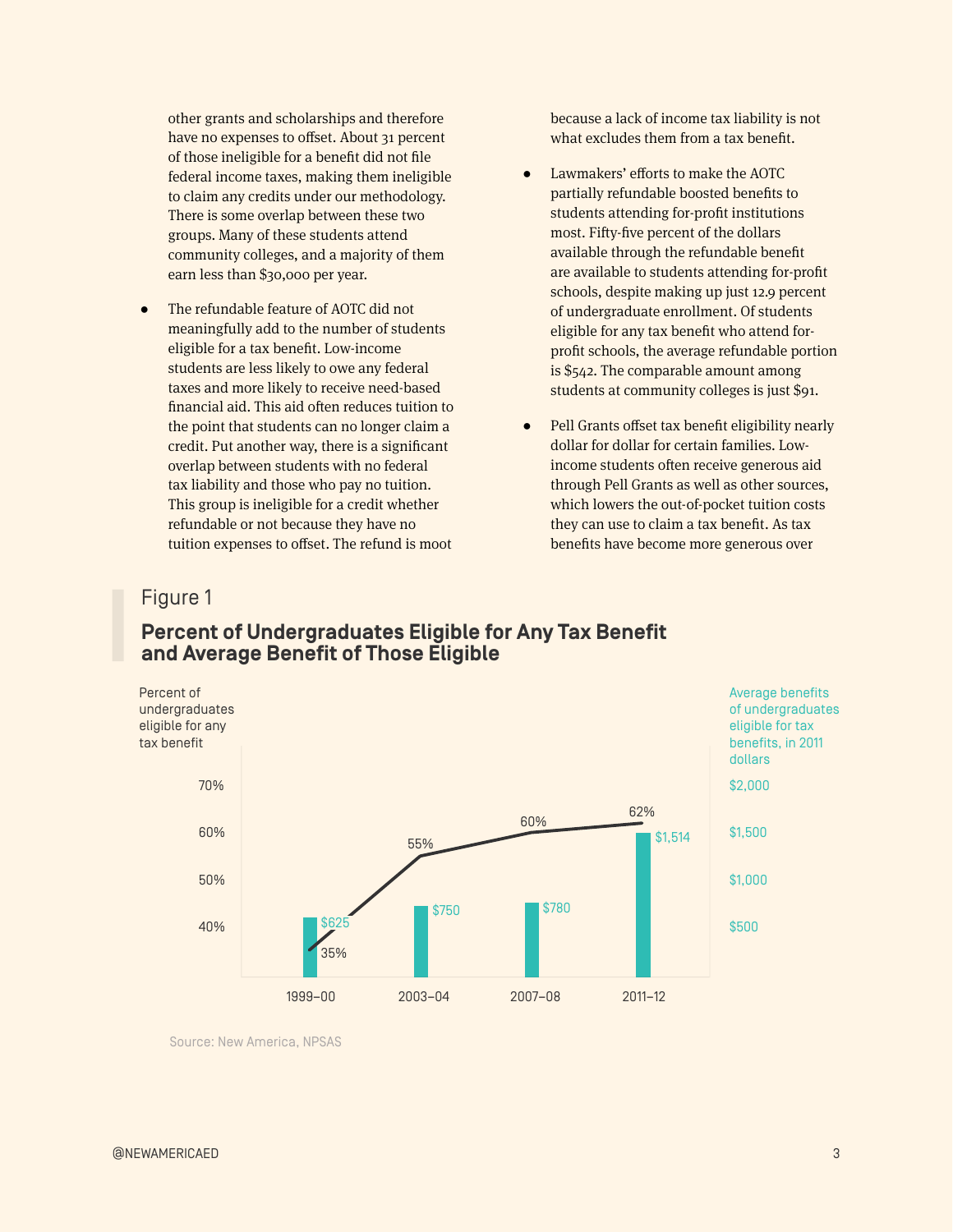other grants and scholarships and therefore have no expenses to offset. About 31 percent of those ineligible for a benefit did not file federal income taxes, making them ineligible to claim any credits under our methodology. There is some overlap between these two groups. Many of these students attend community colleges, and a majority of them earn less than $30,000 per year.

- The refundable feature of AOTC did not meaningfully add to the number of students eligible for a tax benefit. Low-income students are less likely to owe any federal taxes and more likely to receive need-based financial aid. This aid often reduces tuition to the point that students can no longer claim a credit. Put another way, there is a significant overlap between students with no federal tax liability and those who pay no tuition. This group is ineligible for a credit whether refundable or not because they have no tuition expenses to offset. The refund is moot because a lack of income tax liability is not what excludes them from a tax benefit.

- Lawmakers' efforts to make the AOTC partially refundable boosted benefits to students attending for-profit institutions most. Fifty-five percent of the dollars available through the refundable benefit are available to students attending for-profit schools, despite making up just 12.9 percent of undergraduate enrollment. Of students eligible for any tax benefit who attend for-profit schools, the average refundable portion is $542. The comparable amount among students at community colleges is just $91.

- Pell Grants offset tax benefit eligibility nearly dollar for dollar for certain families. Low-income students often receive generous aid through Pell Grants as well as other sources, which lowers the out-of-pocket tuition costs they can use to claim a tax benefit. As tax benefits have become more generous over

Figure 1

**Percent of Undergraduates Eligible for Any Tax Benefit and Average Benefit of Those Eligible**

| Year | Percent of undergraduates eligible for any tax benefit | Average benefits of undergraduates eligible for tax benefits, in 2011 dollars |
|---|---|---|
| 1999–00 | 35% | $625 |
| 2003–04 | 55% | $750 |
| 2007–08 | 60% | $780 |
| 2011–12 | 62% | $1,514 |

Source: New America, NPSAS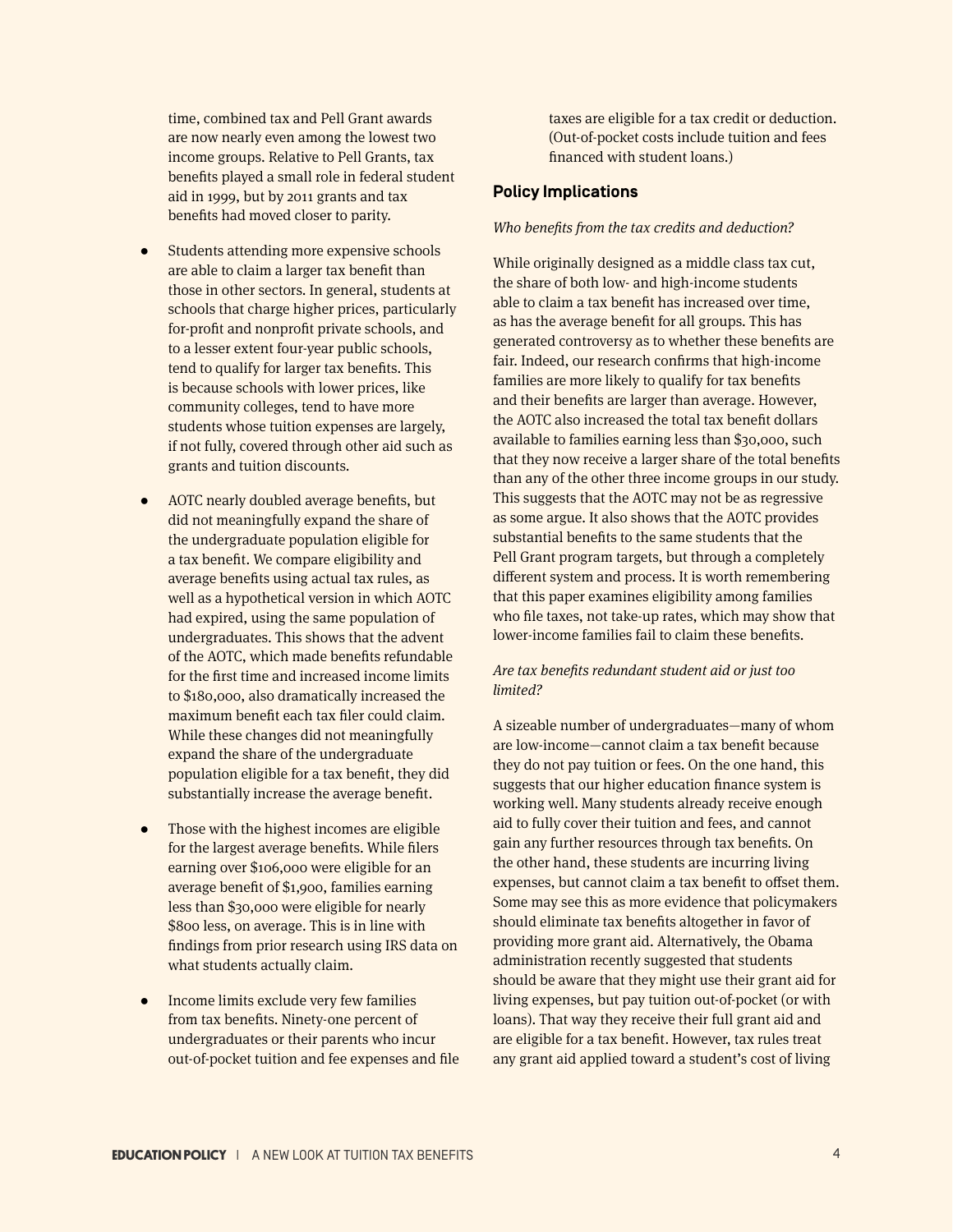time, combined tax and Pell Grant awards are now nearly even among the lowest two income groups. Relative to Pell Grants, tax benefits played a small role in federal student aid in 1999, but by 2011 grants and tax benefits had moved closer to parity.

- Students attending more expensive schools are able to claim a larger tax benefit than those in other sectors. In general, students at schools that charge higher prices, particularly for-profit and nonprofit private schools, and to a lesser extent four-year public schools, tend to qualify for larger tax benefits. This is because schools with lower prices, like community colleges, tend to have more students whose tuition expenses are largely, if not fully, covered through other aid such as grants and tuition discounts.

- AOTC nearly doubled average benefits, but did not meaningfully expand the share of the undergraduate population eligible for a tax benefit. We compare eligibility and average benefits using actual tax rules, as well as a hypothetical version in which AOTC had expired, using the same population of undergraduates. This shows that the advent of the AOTC, which made benefits refundable for the first time and increased income limits to $180,000, also dramatically increased the maximum benefit each tax filer could claim. While these changes did not meaningfully expand the share of the undergraduate population eligible for a tax benefit, they did substantially increase the average benefit.

- Those with the highest incomes are eligible for the largest average benefits. While filers earning over $106,000 were eligible for an average benefit of $1,900, families earning less than $30,000 were eligible for nearly $800 less, on average. This is in line with findings from prior research using IRS data on what students actually claim.

- Income limits exclude very few families from tax benefits. Ninety-one percent of undergraduates or their parents who incur out-of-pocket tuition and fee expenses and file taxes are eligible for a tax credit or deduction. (Out-of-pocket costs include tuition and fees financed with student loans.)

## Policy Implications

*Who benefits from the tax credits and deduction?*

While originally designed as a middle class tax cut, the share of both low- and high-income students able to claim a tax benefit has increased over time, as has the average benefit for all groups. This has generated controversy as to whether these benefits are fair. Indeed, our research confirms that high-income families are more likely to qualify for tax benefits and their benefits are larger than average. However, the AOTC also increased the total tax benefit dollars available to families earning less than $30,000, such that they now receive a larger share of the total benefits than any of the other three income groups in our study. This suggests that the AOTC may not be as regressive as some argue. It also shows that the AOTC provides substantial benefits to the same students that the Pell Grant program targets, but through a completely different system and process. It is worth remembering that this paper examines eligibility among families who file taxes, not take-up rates, which may show that lower-income families fail to claim these benefits.

*Are tax benefits redundant student aid or just too limited?*

A sizeable number of undergraduates—many of whom are low-income—cannot claim a tax benefit because they do not pay tuition or fees. On the one hand, this suggests that our higher education finance system is working well. Many students already receive enough aid to fully cover their tuition and fees, and cannot gain any further resources through tax benefits. On the other hand, these students are incurring living expenses, but cannot claim a tax benefit to offset them. Some may see this as more evidence that policymakers should eliminate tax benefits altogether in favor of providing more grant aid. Alternatively, the Obama administration recently suggested that students should be aware that they might use their grant aid for living expenses, but pay tuition out-of-pocket (or with loans). That way they receive their full grant aid and are eligible for a tax benefit. However, tax rules treat any grant aid applied toward a student's cost of living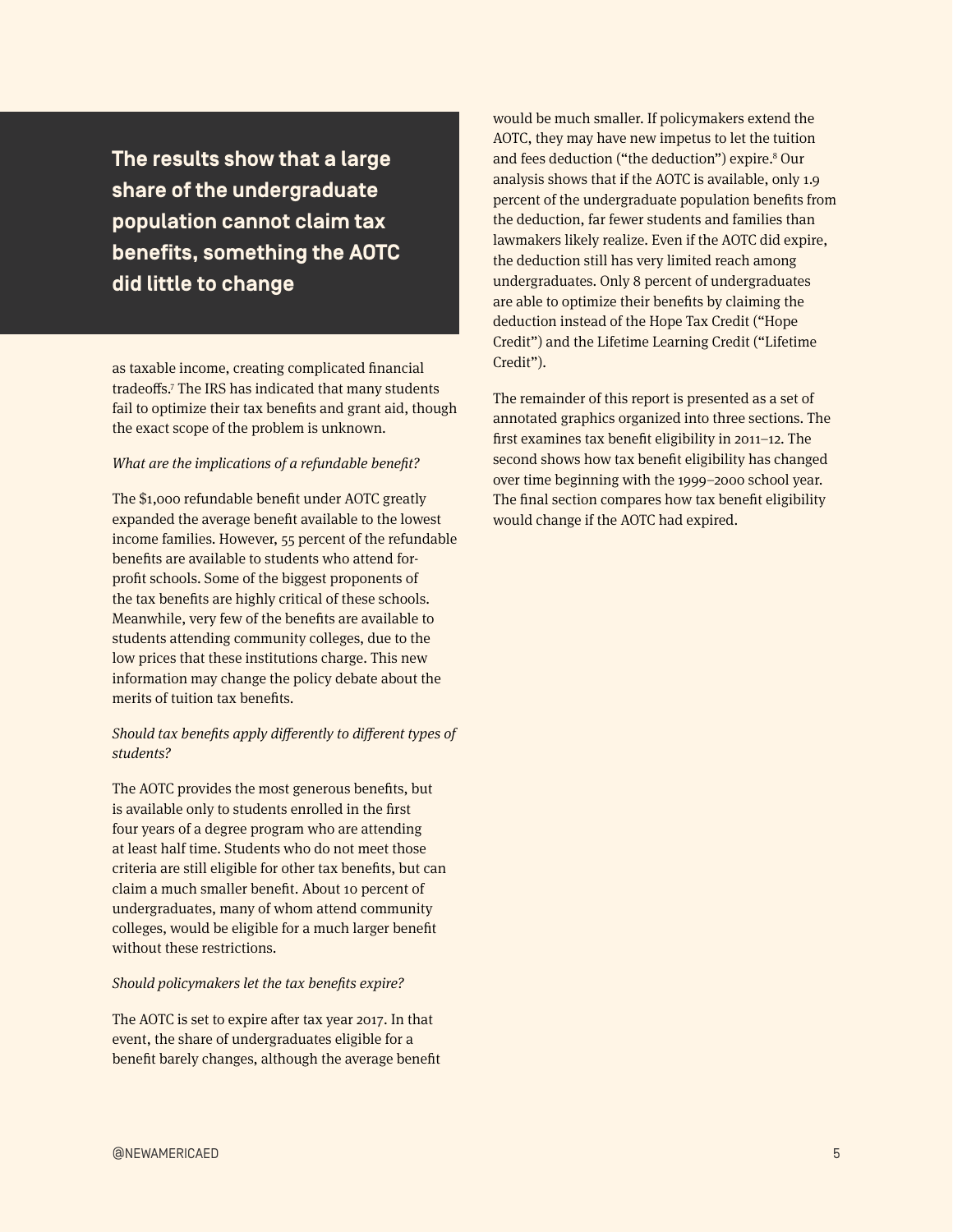**The results show that a large share of the undergraduate population cannot claim tax benefits, something the AOTC did little to change**

as taxable income, creating complicated financial tradeoffs.[7] The IRS has indicated that many students fail to optimize their tax benefits and grant aid, though the exact scope of the problem is unknown.

*What are the implications of a refundable benefit?*

The $1,000 refundable benefit under AOTC greatly expanded the average benefit available to the lowest income families. However, 55 percent of the refundable benefits are available to students who attend for-profit schools. Some of the biggest proponents of the tax benefits are highly critical of these schools. Meanwhile, very few of the benefits are available to students attending community colleges, due to the low prices that these institutions charge. This new information may change the policy debate about the merits of tuition tax benefits.

*Should tax benefits apply differently to different types of students?*

The AOTC provides the most generous benefits, but is available only to students enrolled in the first four years of a degree program who are attending at least half time. Students who do not meet those criteria are still eligible for other tax benefits, but can claim a much smaller benefit. About 10 percent of undergraduates, many of whom attend community colleges, would be eligible for a much larger benefit without these restrictions.

*Should policymakers let the tax benefits expire?*

The AOTC is set to expire after tax year 2017. In that event, the share of undergraduates eligible for a benefit barely changes, although the average benefit would be much smaller. If policymakers extend the AOTC, they may have new impetus to let the tuition and fees deduction ("the deduction") expire.[8] Our analysis shows that if the AOTC is available, only 1.9 percent of the undergraduate population benefits from the deduction, far fewer students and families than lawmakers likely realize. Even if the AOTC did expire, the deduction still has very limited reach among undergraduates. Only 8 percent of undergraduates are able to optimize their benefits by claiming the deduction instead of the Hope Tax Credit ("Hope Credit") and the Lifetime Learning Credit ("Lifetime Credit").

The remainder of this report is presented as a set of annotated graphics organized into three sections. The first examines tax benefit eligibility in 2011–12. The second shows how tax benefit eligibility has changed over time beginning with the 1999–2000 school year. The final section compares how tax benefit eligibility would change if the AOTC had expired.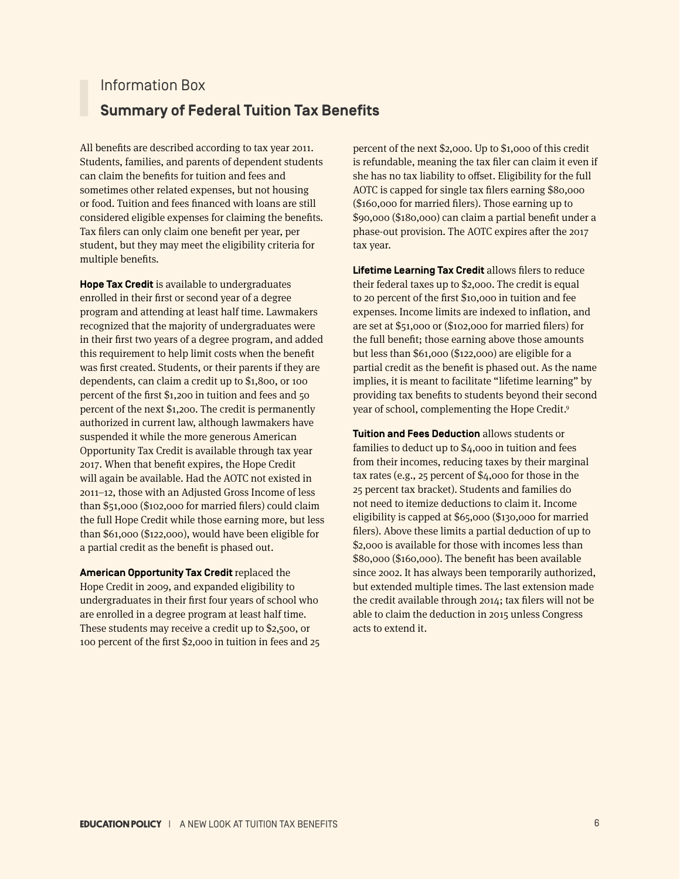Information Box

## Summary of Federal Tuition Tax Benefits

All benefits are described according to tax year 2011. Students, families, and parents of dependent students can claim the benefits for tuition and fees and sometimes other related expenses, but not housing or food. Tuition and fees financed with loans are still considered eligible expenses for claiming the benefits. Tax filers can only claim one benefit per year, per student, but they may meet the eligibility criteria for multiple benefits.

**Hope Tax Credit** is available to undergraduates enrolled in their first or second year of a degree program and attending at least half time. Lawmakers recognized that the majority of undergraduates were in their first two years of a degree program, and added this requirement to help limit costs when the benefit was first created. Students, or their parents if they are dependents, can claim a credit up to $1,800, or 100 percent of the first $1,200 in tuition and fees and 50 percent of the next $1,200. The credit is permanently authorized in current law, although lawmakers have suspended it while the more generous American Opportunity Tax Credit is available through tax year 2017. When that benefit expires, the Hope Credit will again be available. Had the AOTC not existed in 2011–12, those with an Adjusted Gross Income of less than $51,000 ($102,000 for married filers) could claim the full Hope Credit while those earning more, but less than $61,000 ($122,000), would have been eligible for a partial credit as the benefit is phased out.

**American Opportunity Tax Credit** replaced the Hope Credit in 2009, and expanded eligibility to undergraduates in their first four years of school who are enrolled in a degree program at least half time. These students may receive a credit up to $2,500, or 100 percent of the first $2,000 in tuition in fees and 25 percent of the next $2,000. Up to $1,000 of this credit is refundable, meaning the tax filer can claim it even if she has no tax liability to offset. Eligibility for the full AOTC is capped for single tax filers earning $80,000 ($160,000 for married filers). Those earning up to $90,000 ($180,000) can claim a partial benefit under a phase-out provision. The AOTC expires after the 2017 tax year.

**Lifetime Learning Tax Credit** allows filers to reduce their federal taxes up to $2,000. The credit is equal to 20 percent of the first $10,000 in tuition and fee expenses. Income limits are indexed to inflation, and are set at $51,000 or ($102,000 for married filers) for the full benefit; those earning above those amounts but less than $61,000 ($122,000) are eligible for a partial credit as the benefit is phased out. As the name implies, it is meant to facilitate "lifetime learning" by providing tax benefits to students beyond their second year of school, complementing the Hope Credit.[9]

**Tuition and Fees Deduction** allows students or families to deduct up to $4,000 in tuition and fees from their incomes, reducing taxes by their marginal tax rates (e.g., 25 percent of $4,000 for those in the 25 percent tax bracket). Students and families do not need to itemize deductions to claim it. Income eligibility is capped at $65,000 ($130,000 for married filers). Above these limits a partial deduction of up to $2,000 is available for those with incomes less than $80,000 ($160,000). The benefit has been available since 2002. It has always been temporarily authorized, but extended multiple times. The last extension made the credit available through 2014; tax filers will not be able to claim the deduction in 2015 unless Congress acts to extend it.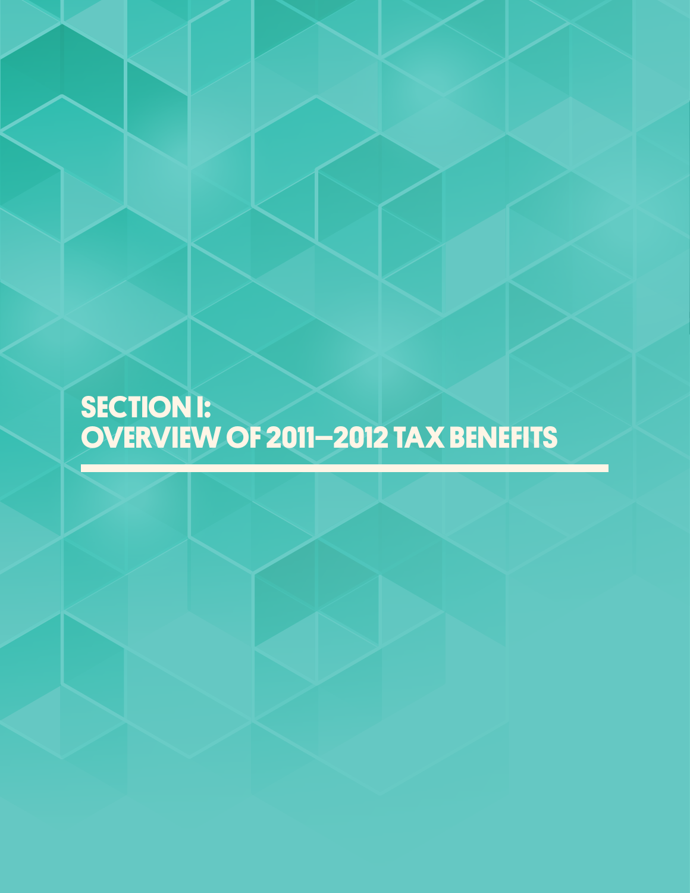# SECTION I: OVERVIEW OF 2011–2012 TAX BENEFITS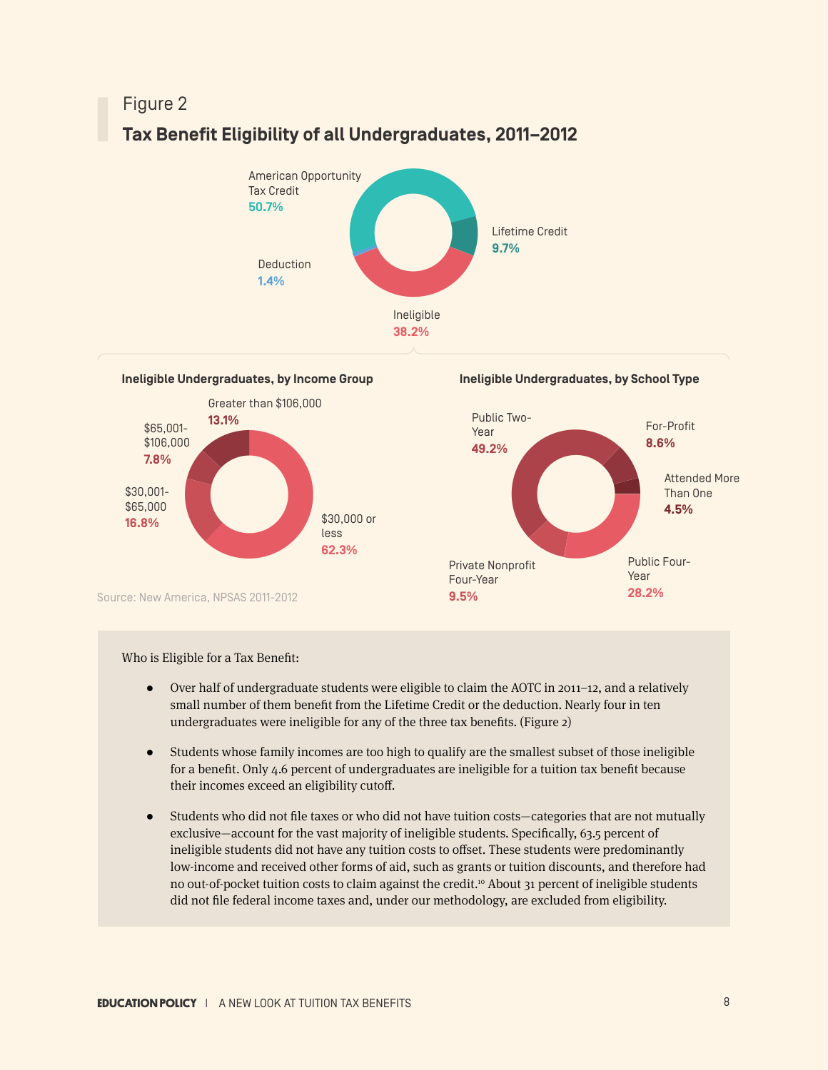Figure 2

## Tax Benefit Eligibility of all Undergraduates, 2011–2012

American Opportunity Tax Credit 50.7%

Lifetime Credit 9.7%

Deduction 1.4%

Ineligible 38.2%

**Ineligible Undergraduates, by Income Group**

Greater than $106,000 13.1%

$65,001-$106,000 7.8%

$30,001-$65,000 16.8%

$30,000 or less 62.3%

**Ineligible Undergraduates, by School Type**

Public Two-Year 49.2%

For-Profit 8.6%

Attended More Than One 4.5%

Public Four-Year 28.2%

Private Nonprofit Four-Year 9.5%

Source: New America, NPSAS 2011-2012

Who is Eligible for a Tax Benefit:

- Over half of undergraduate students were eligible to claim the AOTC in 2011–12, and a relatively small number of them benefit from the Lifetime Credit or the deduction. Nearly four in ten undergraduates were ineligible for any of the three tax benefits. (Figure 2)
- Students whose family incomes are too high to qualify are the smallest subset of those ineligible for a benefit. Only 4.6 percent of undergraduates are ineligible for a tuition tax benefit because their incomes exceed an eligibility cutoff.
- Students who did not file taxes or who did not have tuition costs—categories that are not mutually exclusive—account for the vast majority of ineligible students. Specifically, 63.5 percent of ineligible students did not have any tuition costs to offset. These students were predominantly low-income and received other forms of aid, such as grants or tuition discounts, and therefore had no out-of-pocket tuition costs to claim against the credit.[10] About 31 percent of ineligible students did not file federal income taxes and, under our methodology, are excluded from eligibility.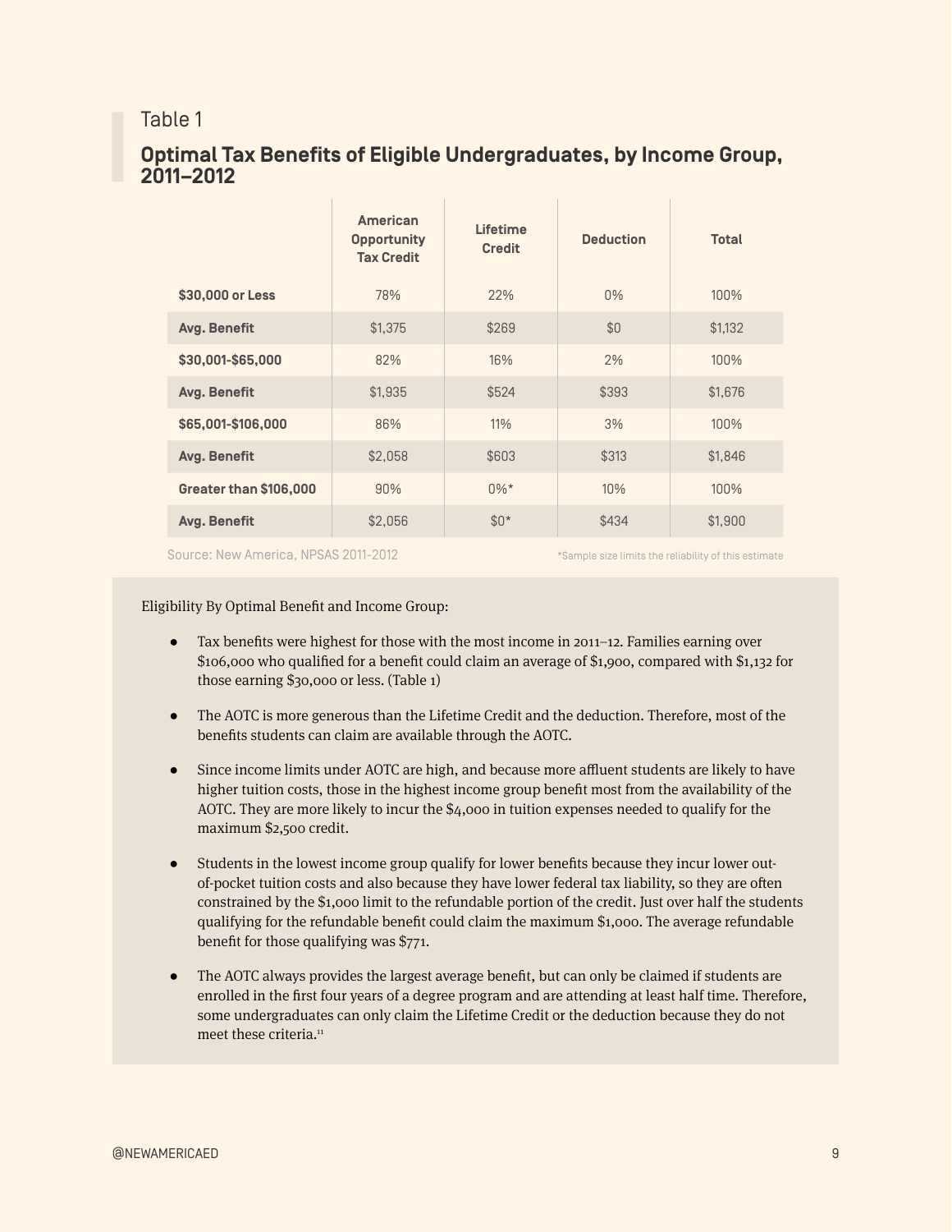Table 1

## Optimal Tax Benefits of Eligible Undergraduates, by Income Group, 2011–2012

| | American Opportunity Tax Credit | Lifetime Credit | Deduction | Total |
|---|---|---|---|---|
| **$30,000 or Less** | 78% | 22% | 0% | 100% |
| **Avg. Benefit** | $1,375 | $269 | $0 | $1,132 |
| **$30,001-$65,000** | 82% | 16% | 2% | 100% |
| **Avg. Benefit** | $1,935 | $524 | $393 | $1,676 |
| **$65,001-$106,000** | 86% | 11% | 3% | 100% |
| **Avg. Benefit** | $2,058 | $603 | $313 | $1,846 |
| **Greater than $106,000** | 90% | 0%* | 10% | 100% |
| **Avg. Benefit** | $2,056 | $0* | $434 | $1,900 |

Source: New America, NPSAS 2011-2012

*Sample size limits the reliability of this estimate

Eligibility By Optimal Benefit and Income Group:

- Tax benefits were highest for those with the most income in 2011–12. Families earning over $106,000 who qualified for a benefit could claim an average of $1,900, compared with $1,132 for those earning $30,000 or less. (Table 1)
- The AOTC is more generous than the Lifetime Credit and the deduction. Therefore, most of the benefits students can claim are available through the AOTC.
- Since income limits under AOTC are high, and because more affluent students are likely to have higher tuition costs, those in the highest income group benefit most from the availability of the AOTC. They are more likely to incur the $4,000 in tuition expenses needed to qualify for the maximum $2,500 credit.
- Students in the lowest income group qualify for lower benefits because they incur lower out-of-pocket tuition costs and also because they have lower federal tax liability, so they are often constrained by the $1,000 limit to the refundable portion of the credit. Just over half the students qualifying for the refundable benefit could claim the maximum $1,000. The average refundable benefit for those qualifying was $771.
- The AOTC always provides the largest average benefit, but can only be claimed if students are enrolled in the first four years of a degree program and are attending at least half time. Therefore, some undergraduates can only claim the Lifetime Credit or the deduction because they do not meet these criteria.[11]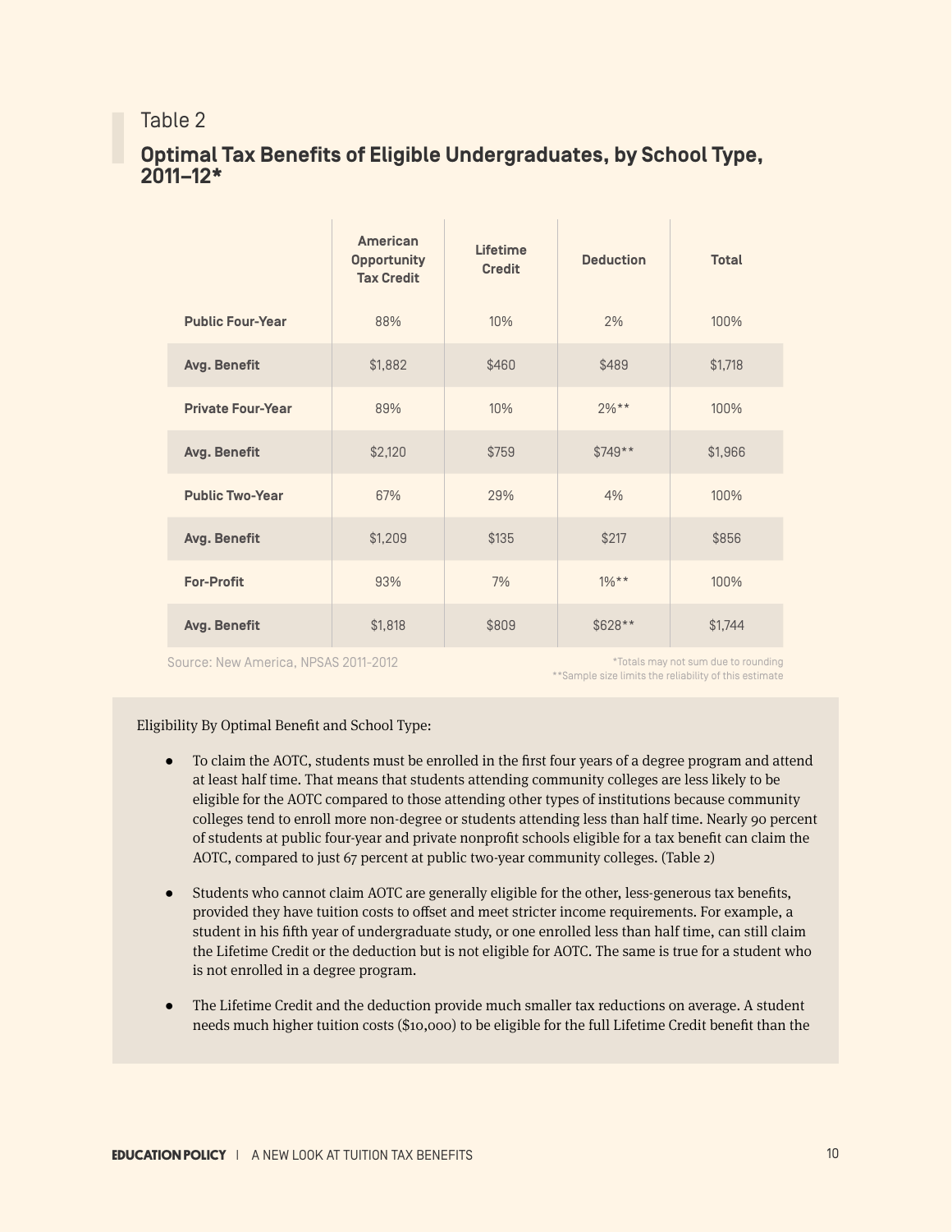Table 2

## Optimal Tax Benefits of Eligible Undergraduates, by School Type, 2011–12*

| | American Opportunity Tax Credit | Lifetime Credit | Deduction | Total |
|---|---|---|---|---|
| **Public Four-Year** | 88% | 10% | 2% | 100% |
| **Avg. Benefit** | $1,882 | $460 | $489 | $1,718 |
| **Private Four-Year** | 89% | 10% | 2%** | 100% |
| **Avg. Benefit** | $2,120 | $759 | $749** | $1,966 |
| **Public Two-Year** | 67% | 29% | 4% | 100% |
| **Avg. Benefit** | $1,209 | $135 | $217 | $856 |
| **For-Profit** | 93% | 7% | 1%** | 100% |
| **Avg. Benefit** | $1,818 | $809 | $628** | $1,744 |

Source: New America, NPSAS 2011-2012

*Totals may not sum due to rounding
**Sample size limits the reliability of this estimate

Eligibility By Optimal Benefit and School Type:

- To claim the AOTC, students must be enrolled in the first four years of a degree program and attend at least half time. That means that students attending community colleges are less likely to be eligible for the AOTC compared to those attending other types of institutions because community colleges tend to enroll more non-degree or students attending less than half time. Nearly 90 percent of students at public four-year and private nonprofit schools eligible for a tax benefit can claim the AOTC, compared to just 67 percent at public two-year community colleges. (Table 2)
- Students who cannot claim AOTC are generally eligible for the other, less-generous tax benefits, provided they have tuition costs to offset and meet stricter income requirements. For example, a student in his fifth year of undergraduate study, or one enrolled less than half time, can still claim the Lifetime Credit or the deduction but is not eligible for AOTC. The same is true for a student who is not enrolled in a degree program.
- The Lifetime Credit and the deduction provide much smaller tax reductions on average. A student needs much higher tuition costs ($10,000) to be eligible for the full Lifetime Credit benefit than the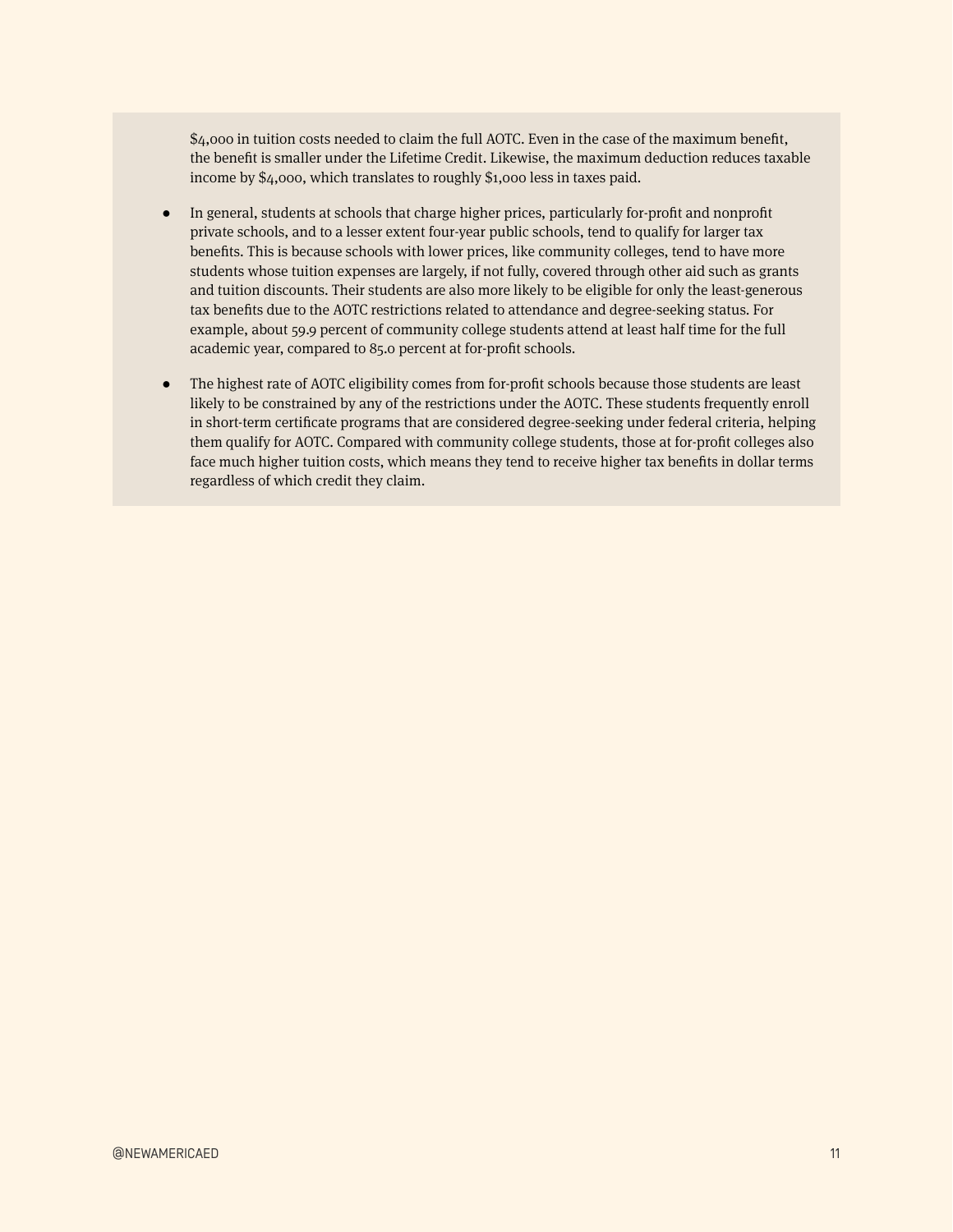$4,000 in tuition costs needed to claim the full AOTC. Even in the case of the maximum benefit, the benefit is smaller under the Lifetime Credit. Likewise, the maximum deduction reduces taxable income by $4,000, which translates to roughly $1,000 less in taxes paid.

- In general, students at schools that charge higher prices, particularly for-profit and nonprofit private schools, and to a lesser extent four-year public schools, tend to qualify for larger tax benefits. This is because schools with lower prices, like community colleges, tend to have more students whose tuition expenses are largely, if not fully, covered through other aid such as grants and tuition discounts. Their students are also more likely to be eligible for only the least-generous tax benefits due to the AOTC restrictions related to attendance and degree-seeking status. For example, about 59.9 percent of community college students attend at least half time for the full academic year, compared to 85.0 percent at for-profit schools.

- The highest rate of AOTC eligibility comes from for-profit schools because those students are least likely to be constrained by any of the restrictions under the AOTC. These students frequently enroll in short-term certificate programs that are considered degree-seeking under federal criteria, helping them qualify for AOTC. Compared with community college students, those at for-profit colleges also face much higher tuition costs, which means they tend to receive higher tax benefits in dollar terms regardless of which credit they claim.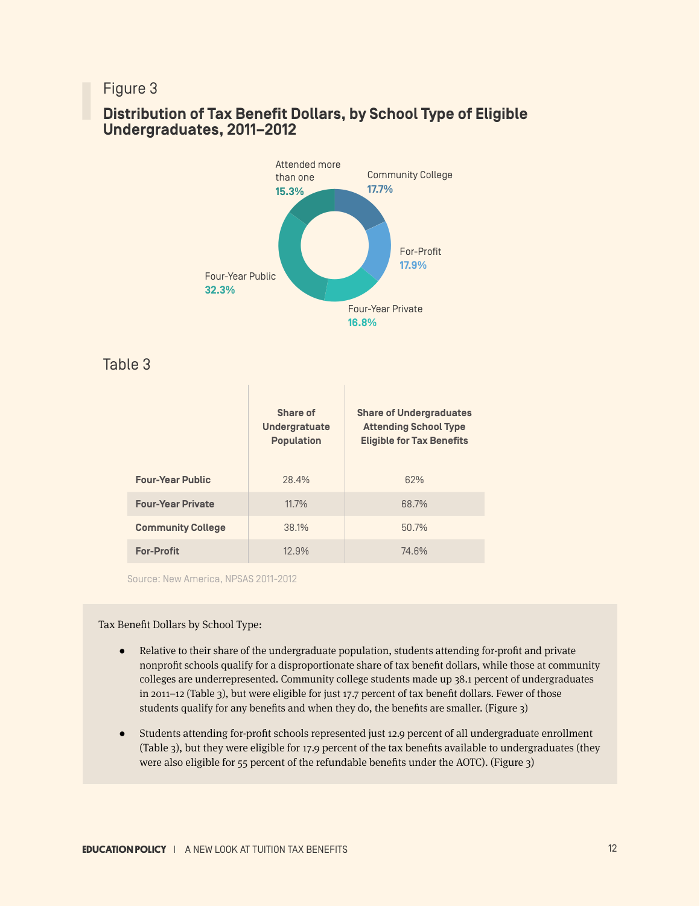Figure 3

## Distribution of Tax Benefit Dollars, by School Type of Eligible Undergraduates, 2011–2012

Attended more than one **15.3%**

Community College **17.7%**

For-Profit **17.9%**

Four-Year Private **16.8%**

Four-Year Public **32.3%**

Table 3

| | Share of Undergratuate Population | Share of Undergraduates Attending School Type Eligible for Tax Benefits |
|---|---|---|
| **Four-Year Public** | 28.4% | 62% |
| **Four-Year Private** | 11.7% | 68.7% |
| **Community College** | 38.1% | 50.7% |
| **For-Profit** | 12.9% | 74.6% |

Source: New America, NPSAS 2011-2012

Tax Benefit Dollars by School Type:

- Relative to their share of the undergraduate population, students attending for-profit and private nonprofit schools qualify for a disproportionate share of tax benefit dollars, while those at community colleges are underrepresented. Community college students made up 38.1 percent of undergraduates in 2011–12 (Table 3), but were eligible for just 17.7 percent of tax benefit dollars. Fewer of those students qualify for any benefits and when they do, the benefits are smaller. (Figure 3)
- Students attending for-profit schools represented just 12.9 percent of all undergraduate enrollment (Table 3), but they were eligible for 17.9 percent of the tax benefits available to undergraduates (they were also eligible for 55 percent of the refundable benefits under the AOTC). (Figure 3)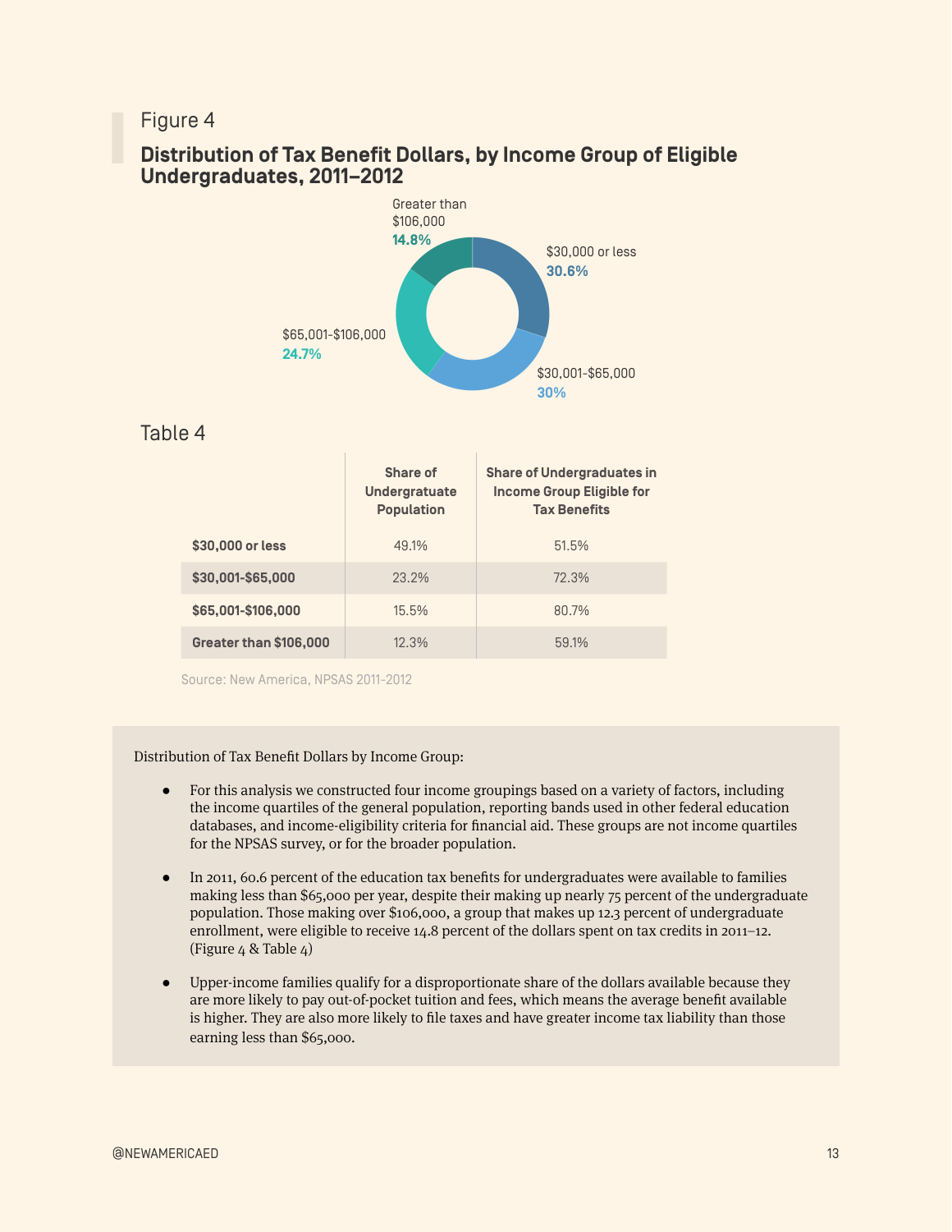Figure 4

## Distribution of Tax Benefit Dollars, by Income Group of Eligible Undergraduates, 2011–2012

Greater than $106,000
**14.8%**

$30,000 or less
**30.6%**

$65,001-$106,000
**24.7%**

$30,001-$65,000
**30%**

Table 4

| | Share of Undergratuate Population | Share of Undergraduates in Income Group Eligible for Tax Benefits |
|---|---|---|
| **$30,000 or less** | 49.1% | 51.5% |
| **$30,001-$65,000** | 23.2% | 72.3% |
| **$65,001-$106,000** | 15.5% | 80.7% |
| **Greater than $106,000** | 12.3% | 59.1% |

Source: New America, NPSAS 2011-2012

Distribution of Tax Benefit Dollars by Income Group:

- For this analysis we constructed four income groupings based on a variety of factors, including the income quartiles of the general population, reporting bands used in other federal education databases, and income-eligibility criteria for financial aid. These groups are not income quartiles for the NPSAS survey, or for the broader population.
- In 2011, 60.6 percent of the education tax benefits for undergraduates were available to families making less than $65,000 per year, despite their making up nearly 75 percent of the undergraduate population. Those making over $106,000, a group that makes up 12.3 percent of undergraduate enrollment, were eligible to receive 14.8 percent of the dollars spent on tax credits in 2011–12. (Figure 4 & Table 4)
- Upper-income families qualify for a disproportionate share of the dollars available because they are more likely to pay out-of-pocket tuition and fees, which means the average benefit available is higher. They are also more likely to file taxes and have greater income tax liability than those earning less than $65,000.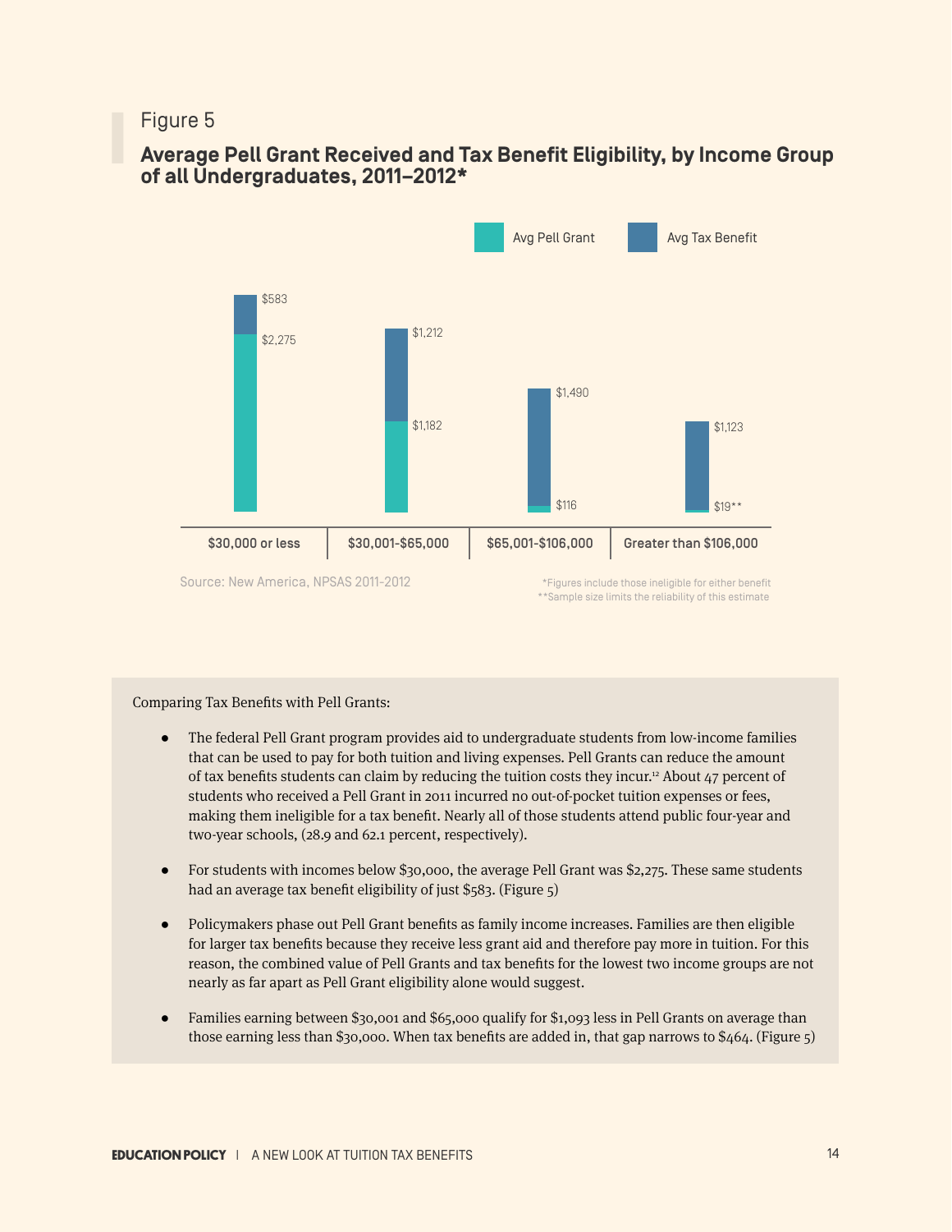Figure 5

## Average Pell Grant Received and Tax Benefit Eligibility, by Income Group of all Undergraduates, 2011–2012*

| Income Group | Avg Pell Grant | Avg Tax Benefit |
|---|---|---|
| $30,000 or less | $2,275 | $583 |
| $30,001-$65,000 | $1,182 | $1,212 |
| $65,001-$106,000 | $116 | $1,490 |
| Greater than $106,000 | $19** | $1,123 |

Source: New America, NPSAS 2011-2012

*Figures include those ineligible for either benefit
**Sample size limits the reliability of this estimate

Comparing Tax Benefits with Pell Grants:

- The federal Pell Grant program provides aid to undergraduate students from low-income families that can be used to pay for both tuition and living expenses. Pell Grants can reduce the amount of tax benefits students can claim by reducing the tuition costs they incur.[12] About 47 percent of students who received a Pell Grant in 2011 incurred no out-of-pocket tuition expenses or fees, making them ineligible for a tax benefit. Nearly all of those students attend public four-year and two-year schools, (28.9 and 62.1 percent, respectively).
- For students with incomes below $30,000, the average Pell Grant was $2,275. These same students had an average tax benefit eligibility of just $583. (Figure 5)
- Policymakers phase out Pell Grant benefits as family income increases. Families are then eligible for larger tax benefits because they receive less grant aid and therefore pay more in tuition. For this reason, the combined value of Pell Grants and tax benefits for the lowest two income groups are not nearly as far apart as Pell Grant eligibility alone would suggest.
- Families earning between $30,001 and $65,000 qualify for $1,093 less in Pell Grants on average than those earning less than $30,000. When tax benefits are added in, that gap narrows to $464. (Figure 5)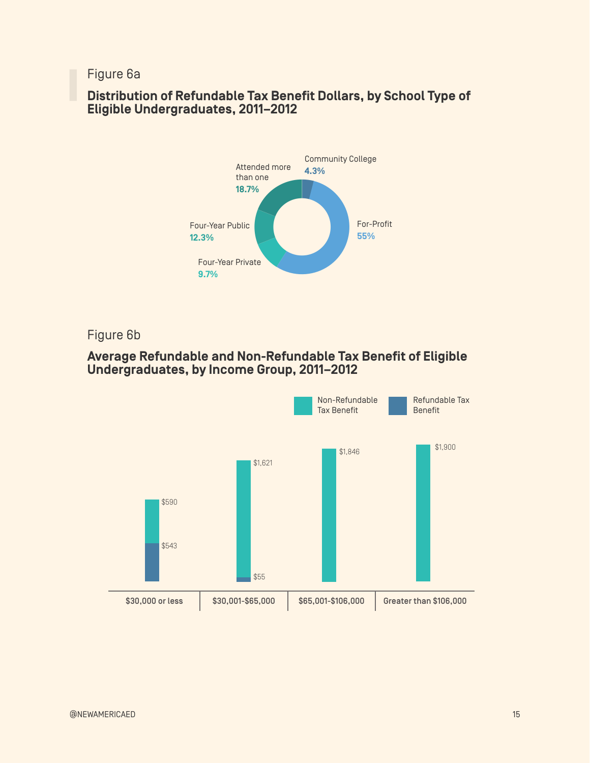Figure 6a

**Distribution of Refundable Tax Benefit Dollars, by School Type of Eligible Undergraduates, 2011–2012**

| School Type | Share |
| --- | --- |
| Community College | 4.3% |
| For-Profit | 55% |
| Four-Year Private | 9.7% |
| Four-Year Public | 12.3% |
| Attended more than one | 18.7% |

Figure 6b

**Average Refundable and Non-Refundable Tax Benefit of Eligible Undergraduates, by Income Group, 2011–2012**

| Income Group | Non-Refundable Tax Benefit | Refundable Tax Benefit |
| --- | --- | --- |
| $30,000 or less | $590 | $543 |
| $30,001-$65,000 | $1,621 | $55 |
| $65,001-$106,000 | $1,846 | |
| Greater than $106,000 | $1,900 | |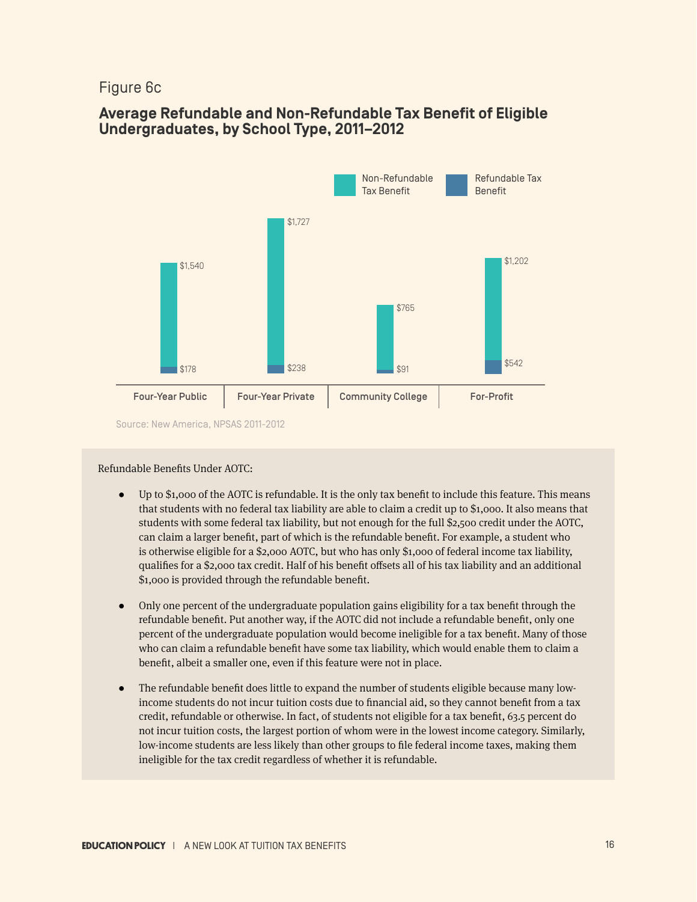Figure 6c

## Average Refundable and Non-Refundable Tax Benefit of Eligible Undergraduates, by School Type, 2011–2012

| School Type | Non-Refundable Tax Benefit | Refundable Tax Benefit |
| --- | --- | --- |
| Four-Year Public | $1,540 | $178 |
| Four-Year Private | $1,727 | $238 |
| Community College | $765 | $91 |
| For-Profit | $1,202 | $542 |

Source: New America, NPSAS 2011-2012

Refundable Benefits Under AOTC:

- Up to $1,000 of the AOTC is refundable. It is the only tax benefit to include this feature. This means that students with no federal tax liability are able to claim a credit up to $1,000. It also means that students with some federal tax liability, but not enough for the full $2,500 credit under the AOTC, can claim a larger benefit, part of which is the refundable benefit. For example, a student who is otherwise eligible for a $2,000 AOTC, but who has only $1,000 of federal income tax liability, qualifies for a $2,000 tax credit. Half of his benefit offsets all of his tax liability and an additional $1,000 is provided through the refundable benefit.

- Only one percent of the undergraduate population gains eligibility for a tax benefit through the refundable benefit. Put another way, if the AOTC did not include a refundable benefit, only one percent of the undergraduate population would become ineligible for a tax benefit. Many of those who can claim a refundable benefit have some tax liability, which would enable them to claim a benefit, albeit a smaller one, even if this feature were not in place.

- The refundable benefit does little to expand the number of students eligible because many low-income students do not incur tuition costs due to financial aid, so they cannot benefit from a tax credit, refundable or otherwise. In fact, of students not eligible for a tax benefit, 63.5 percent do not incur tuition costs, the largest portion of whom were in the lowest income category. Similarly, low-income students are less likely than other groups to file federal income taxes, making them ineligible for the tax credit regardless of whether it is refundable.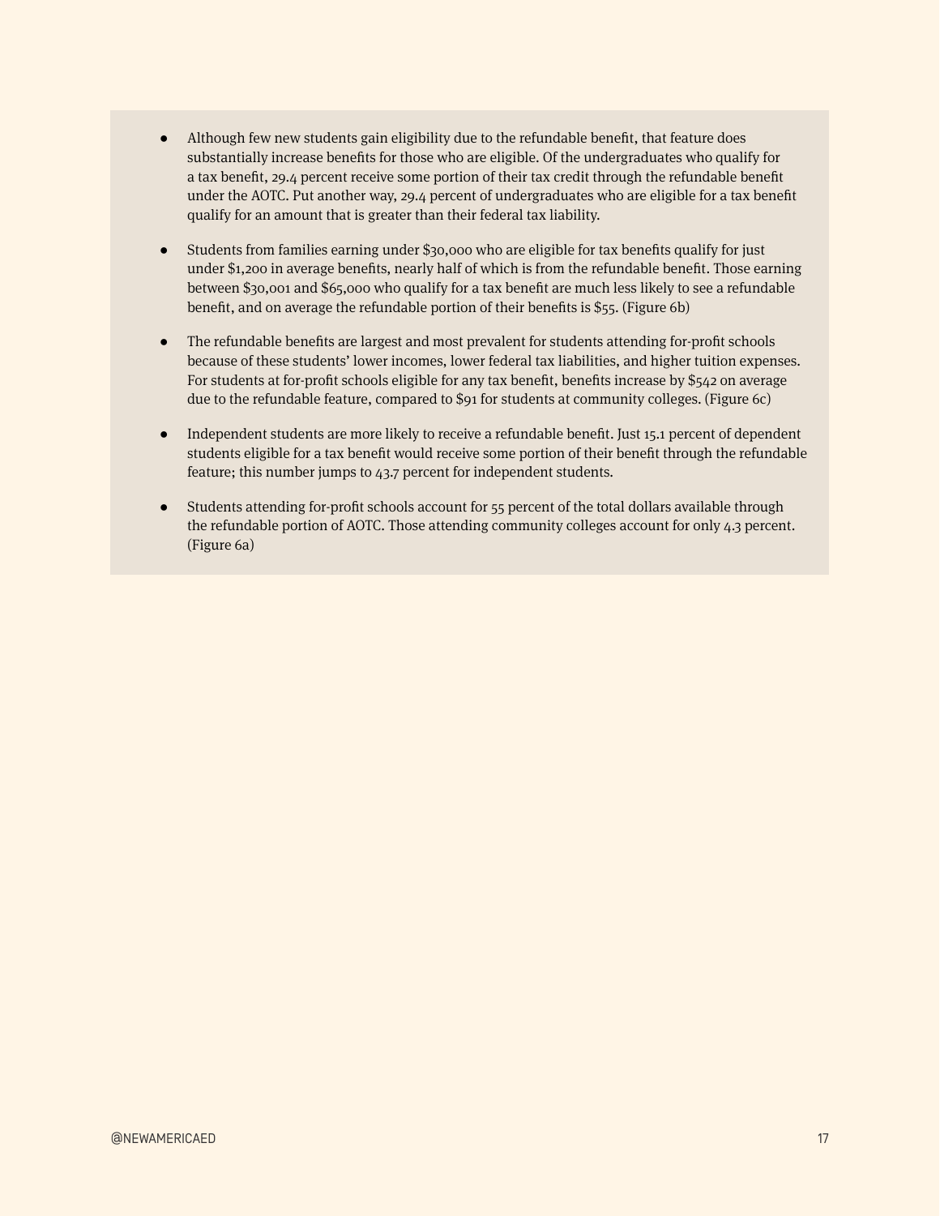- Although few new students gain eligibility due to the refundable benefit, that feature does substantially increase benefits for those who are eligible. Of the undergraduates who qualify for a tax benefit, 29.4 percent receive some portion of their tax credit through the refundable benefit under the AOTC. Put another way, 29.4 percent of undergraduates who are eligible for a tax benefit qualify for an amount that is greater than their federal tax liability.

- Students from families earning under $30,000 who are eligible for tax benefits qualify for just under $1,200 in average benefits, nearly half of which is from the refundable benefit. Those earning between $30,001 and $65,000 who qualify for a tax benefit are much less likely to see a refundable benefit, and on average the refundable portion of their benefits is $55. (Figure 6b)

- The refundable benefits are largest and most prevalent for students attending for-profit schools because of these students' lower incomes, lower federal tax liabilities, and higher tuition expenses. For students at for-profit schools eligible for any tax benefit, benefits increase by $542 on average due to the refundable feature, compared to $91 for students at community colleges. (Figure 6c)

- Independent students are more likely to receive a refundable benefit. Just 15.1 percent of dependent students eligible for a tax benefit would receive some portion of their benefit through the refundable feature; this number jumps to 43.7 percent for independent students.

- Students attending for-profit schools account for 55 percent of the total dollars available through the refundable portion of AOTC. Those attending community colleges account for only 4.3 percent. (Figure 6a)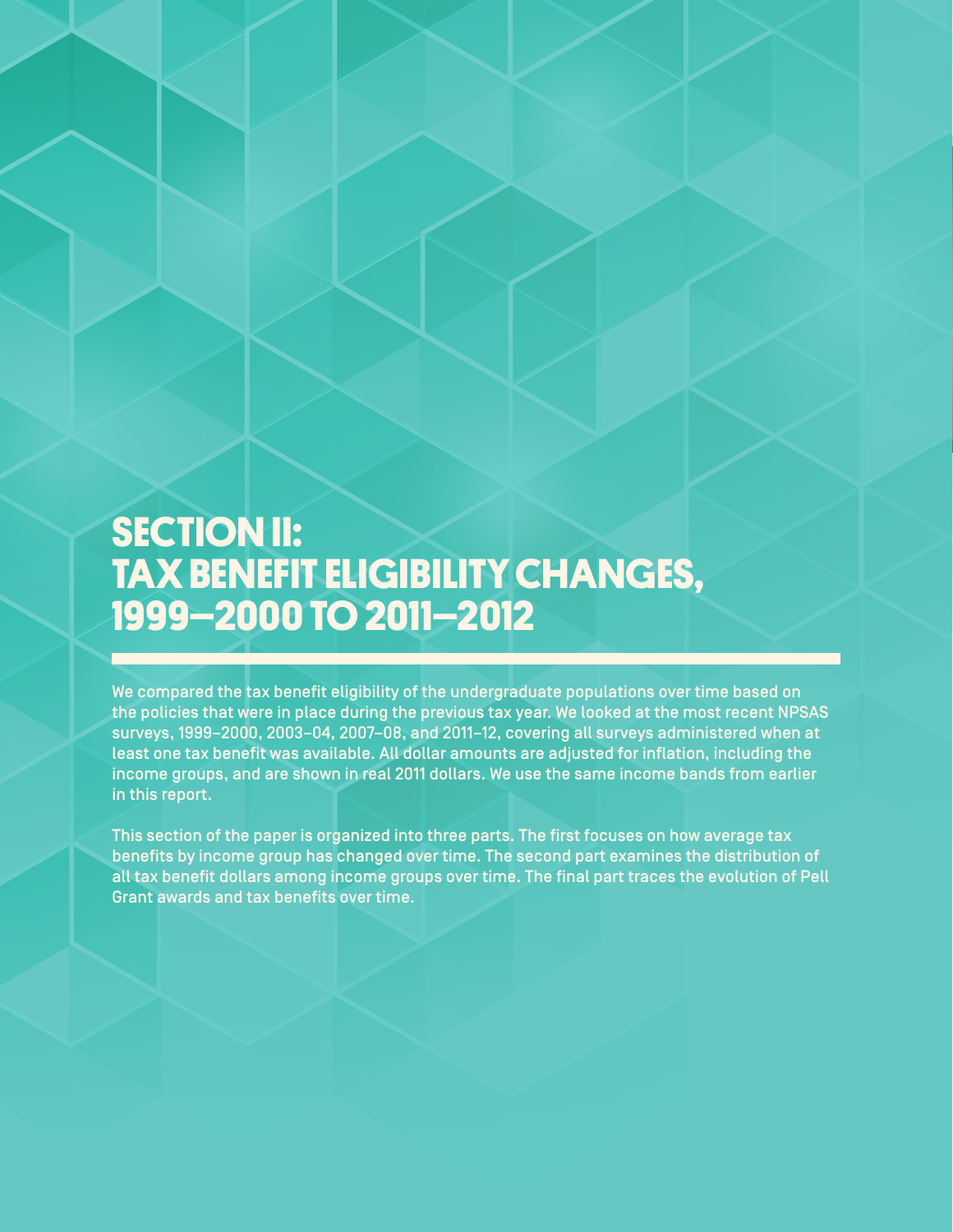# SECTION II: TAX BENEFIT ELIGIBILITY CHANGES, 1999–2000 TO 2011–2012

We compared the tax benefit eligibility of the undergraduate populations over time based on the policies that were in place during the previous tax year. We looked at the most recent NPSAS surveys, 1999–2000, 2003–04, 2007–08, and 2011–12, covering all surveys administered when at least one tax benefit was available. All dollar amounts are adjusted for inflation, including the income groups, and are shown in real 2011 dollars. We use the same income bands from earlier in this report.

This section of the paper is organized into three parts. The first focuses on how average tax benefits by income group has changed over time. The second part examines the distribution of all tax benefit dollars among income groups over time. The final part traces the evolution of Pell Grant awards and tax benefits over time.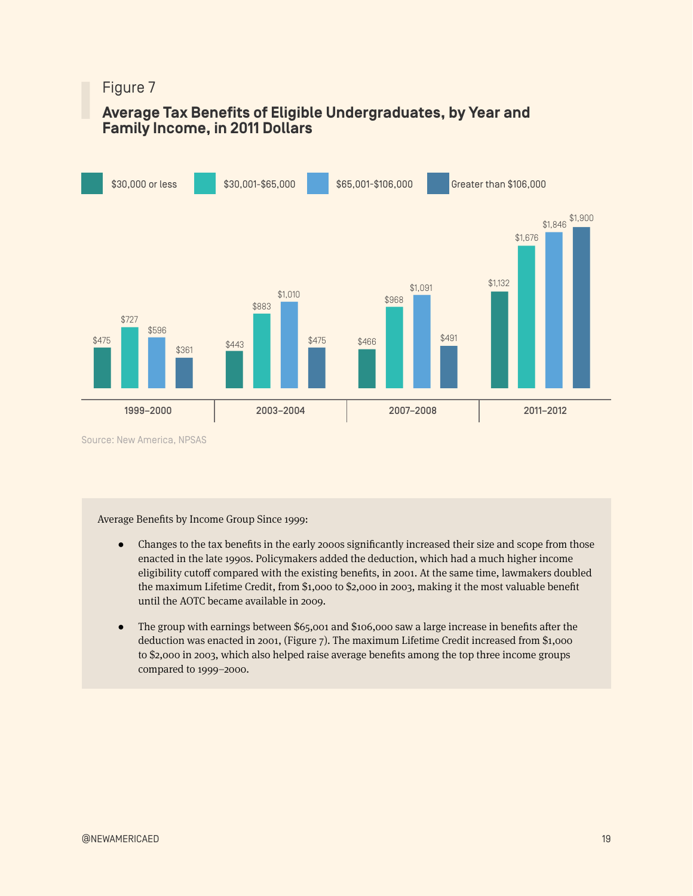Figure 7

## Average Tax Benefits of Eligible Undergraduates, by Year and Family Income, in 2011 Dollars

| Year | $30,000 or less | $30,001-$65,000 | $65,001-$106,000 | Greater than $106,000 |
|---|---|---|---|---|
| 1999–2000 | $475 | $727 | $596 | $361 |
| 2003–2004 | $443 | $883 | $1,010 | $475 |
| 2007–2008 | $466 | $968 | $1,091 | $491 |
| 2011–2012 | $1,132 | $1,676 | $1,846 | $1,900 |

Source: New America, NPSAS

Average Benefits by Income Group Since 1999:

- Changes to the tax benefits in the early 2000s significantly increased their size and scope from those enacted in the late 1990s. Policymakers added the deduction, which had a much higher income eligibility cutoff compared with the existing benefits, in 2001. At the same time, lawmakers doubled the maximum Lifetime Credit, from $1,000 to $2,000 in 2003, making it the most valuable benefit until the AOTC became available in 2009.
- The group with earnings between $65,001 and $106,000 saw a large increase in benefits after the deduction was enacted in 2001, (Figure 7). The maximum Lifetime Credit increased from $1,000 to $2,000 in 2003, which also helped raise average benefits among the top three income groups compared to 1999–2000.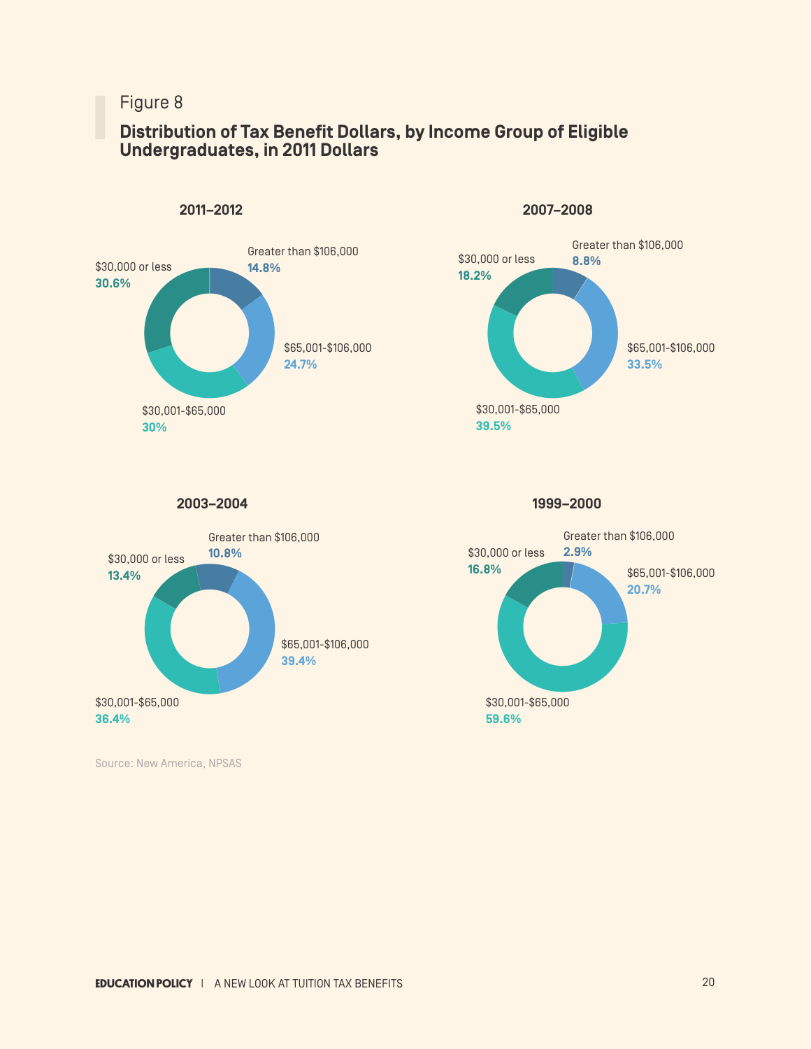Figure 8

**Distribution of Tax Benefit Dollars, by Income Group of Eligible Undergraduates, in 2011 Dollars**

**2011–2012**

- $30,000 or less: **30.6%**
- $30,001-$65,000: **30%**
- $65,001-$106,000: **24.7%**
- Greater than $106,000: **14.8%**

**2007–2008**

- $30,000 or less: **18.2%**
- $30,001-$65,000: **39.5%**
- $65,001-$106,000: **33.5%**
- Greater than $106,000: **8.8%**

**2003–2004**

- $30,000 or less: **13.4%**
- $30,001-$65,000: **36.4%**
- $65,001-$106,000: **39.4%**
- Greater than $106,000: **10.8%**

**1999–2000**

- $30,000 or less: **16.8%**
- $30,001-$65,000: **59.6%**
- $65,001-$106,000: **20.7%**
- Greater than $106,000: **2.9%**

Source: New America, NPSAS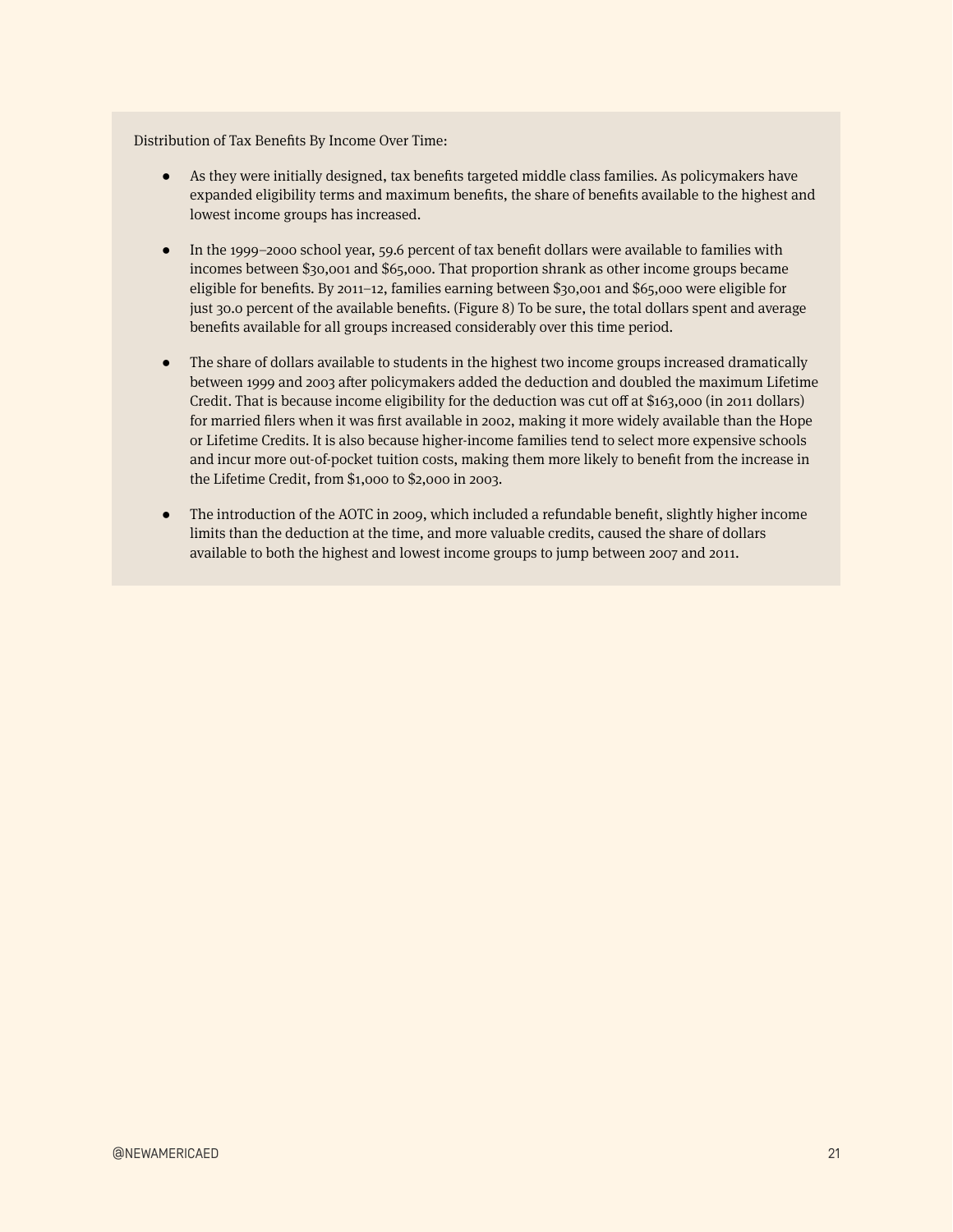Distribution of Tax Benefits By Income Over Time:

- As they were initially designed, tax benefits targeted middle class families. As policymakers have expanded eligibility terms and maximum benefits, the share of benefits available to the highest and lowest income groups has increased.

- In the 1999–2000 school year, 59.6 percent of tax benefit dollars were available to families with incomes between $30,001 and $65,000. That proportion shrank as other income groups became eligible for benefits. By 2011–12, families earning between $30,001 and $65,000 were eligible for just 30.0 percent of the available benefits. (Figure 8) To be sure, the total dollars spent and average benefits available for all groups increased considerably over this time period.

- The share of dollars available to students in the highest two income groups increased dramatically between 1999 and 2003 after policymakers added the deduction and doubled the maximum Lifetime Credit. That is because income eligibility for the deduction was cut off at $163,000 (in 2011 dollars) for married filers when it was first available in 2002, making it more widely available than the Hope or Lifetime Credits. It is also because higher-income families tend to select more expensive schools and incur more out-of-pocket tuition costs, making them more likely to benefit from the increase in the Lifetime Credit, from $1,000 to $2,000 in 2003.

- The introduction of the AOTC in 2009, which included a refundable benefit, slightly higher income limits than the deduction at the time, and more valuable credits, caused the share of dollars available to both the highest and lowest income groups to jump between 2007 and 2011.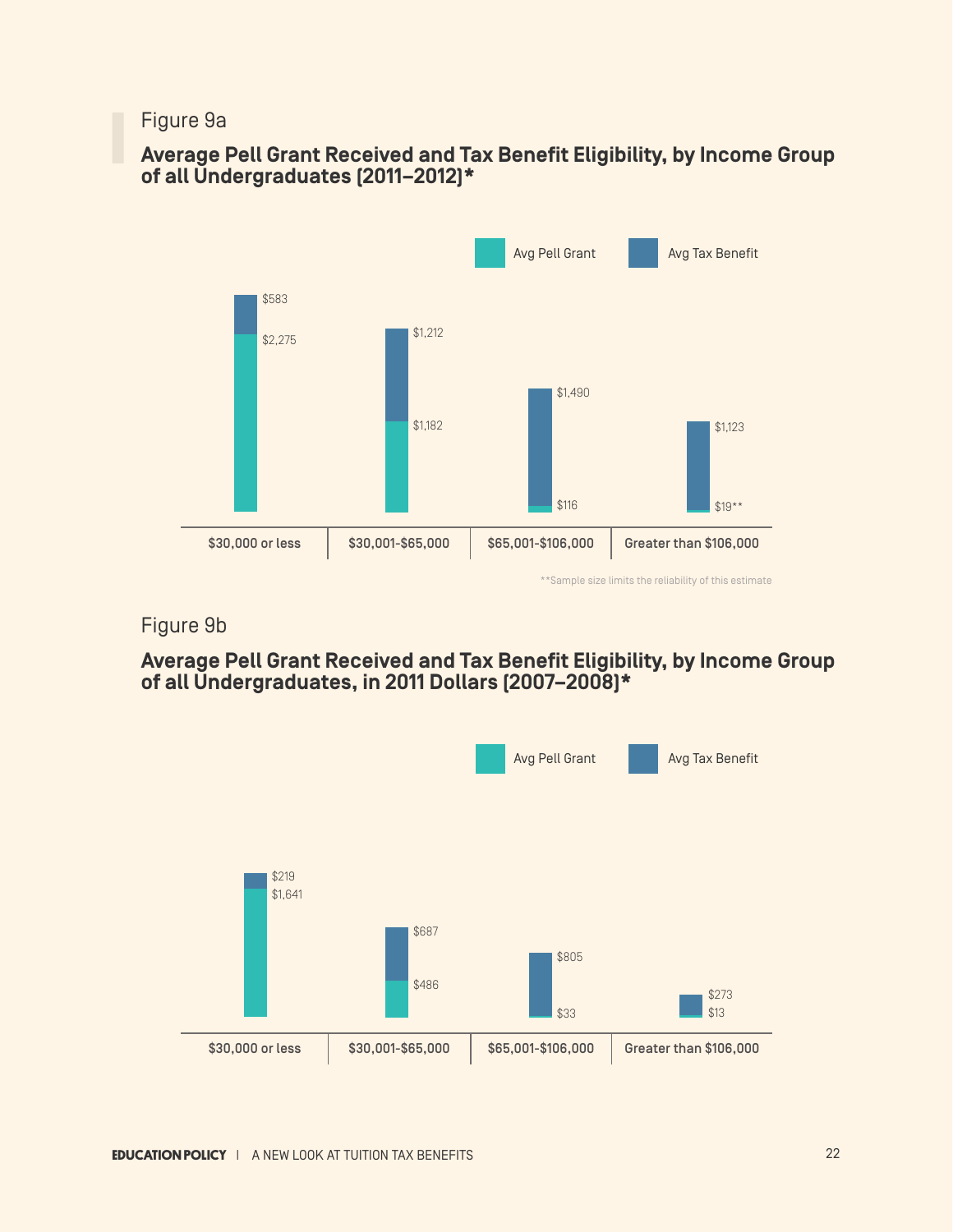Figure 9a

## Average Pell Grant Received and Tax Benefit Eligibility, by Income Group of all Undergraduates (2011–2012)*

| Income Group | Avg Pell Grant | Avg Tax Benefit |
| --- | --- | --- |
| $30,000 or less | $2,275 | $583 |
| $30,001-$65,000 | $1,182 | $1,212 |
| $65,001-$106,000 | $116 | $1,490 |
| Greater than $106,000 | $19** | $1,123 |

**Sample size limits the reliability of this estimate

Figure 9b

## Average Pell Grant Received and Tax Benefit Eligibility, by Income Group of all Undergraduates, in 2011 Dollars (2007–2008)*

| Income Group | Avg Pell Grant | Avg Tax Benefit |
| --- | --- | --- |
| $30,000 or less | $1,641 | $219 |
| $30,001-$65,000 | $486 | $687 |
| $65,001-$106,000 | $33 | $805 |
| Greater than $106,000 | $13 | $273 |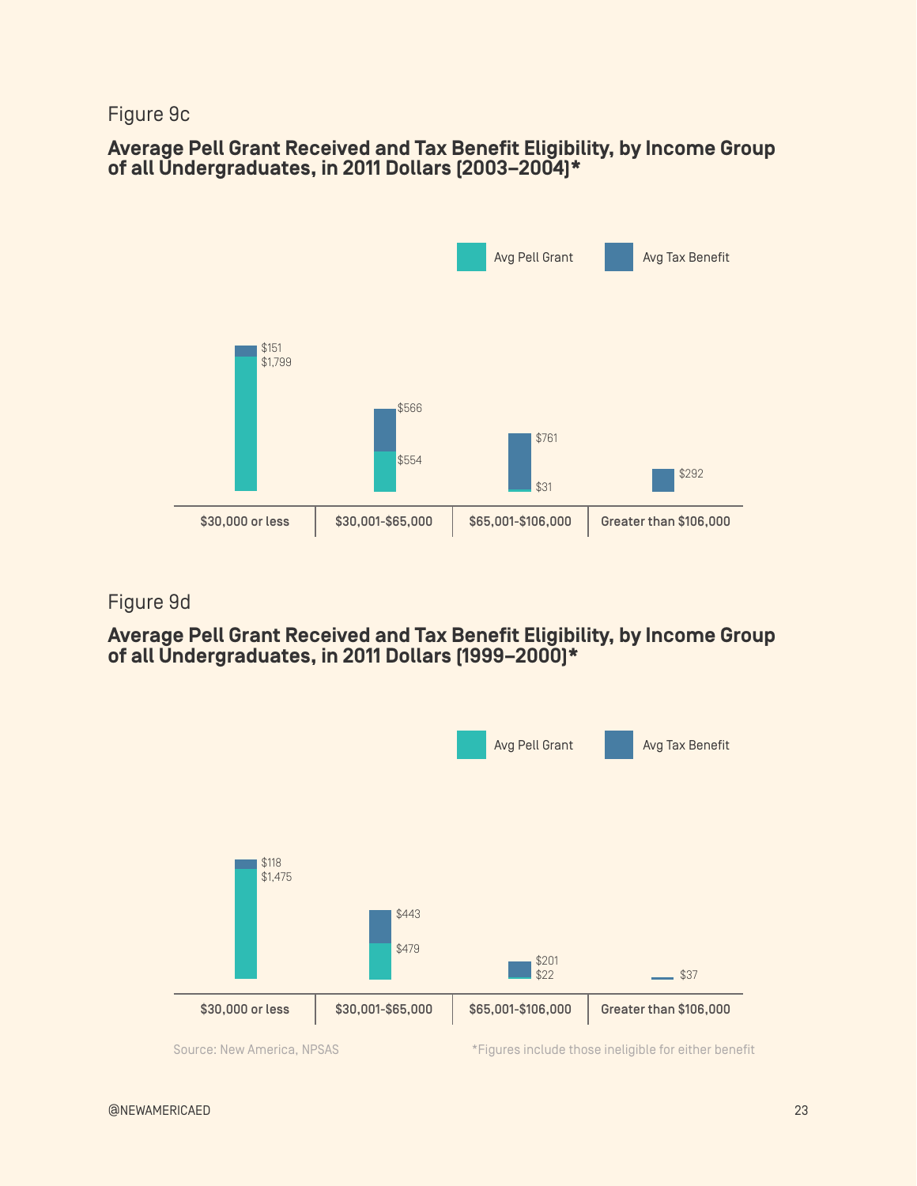Figure 9c

**Average Pell Grant Received and Tax Benefit Eligibility, by Income Group of all Undergraduates, in 2011 Dollars (2003–2004)***

| Income Group | Avg Pell Grant | Avg Tax Benefit |
| --- | --- | --- |
| $30,000 or less | $1,799 | $151 |
| $30,001-$65,000 | $554 | $566 |
| $65,001-$106,000 | $31 | $761 |
| Greater than $106,000 | | $292 |

Figure 9d

**Average Pell Grant Received and Tax Benefit Eligibility, by Income Group of all Undergraduates, in 2011 Dollars (1999–2000)***

| Income Group | Avg Pell Grant | Avg Tax Benefit |
| --- | --- | --- |
| $30,000 or less | $1,475 | $118 |
| $30,001-$65,000 | $479 | $443 |
| $65,001-$106,000 | $22 | $201 |
| Greater than $106,000 | | $37 |

Source: New America, NPSAS

*Figures include those ineligible for either benefit

@NEWAMERICAED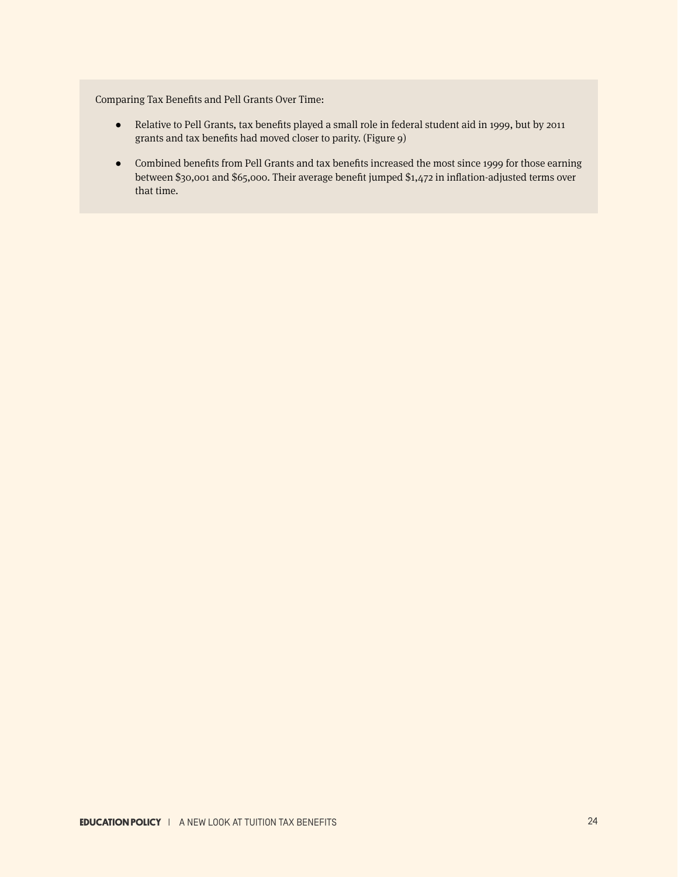Comparing Tax Benefits and Pell Grants Over Time:

- Relative to Pell Grants, tax benefits played a small role in federal student aid in 1999, but by 2011 grants and tax benefits had moved closer to parity. (Figure 9)
- Combined benefits from Pell Grants and tax benefits increased the most since 1999 for those earning between $30,001 and $65,000. Their average benefit jumped $1,472 in inflation-adjusted terms over that time.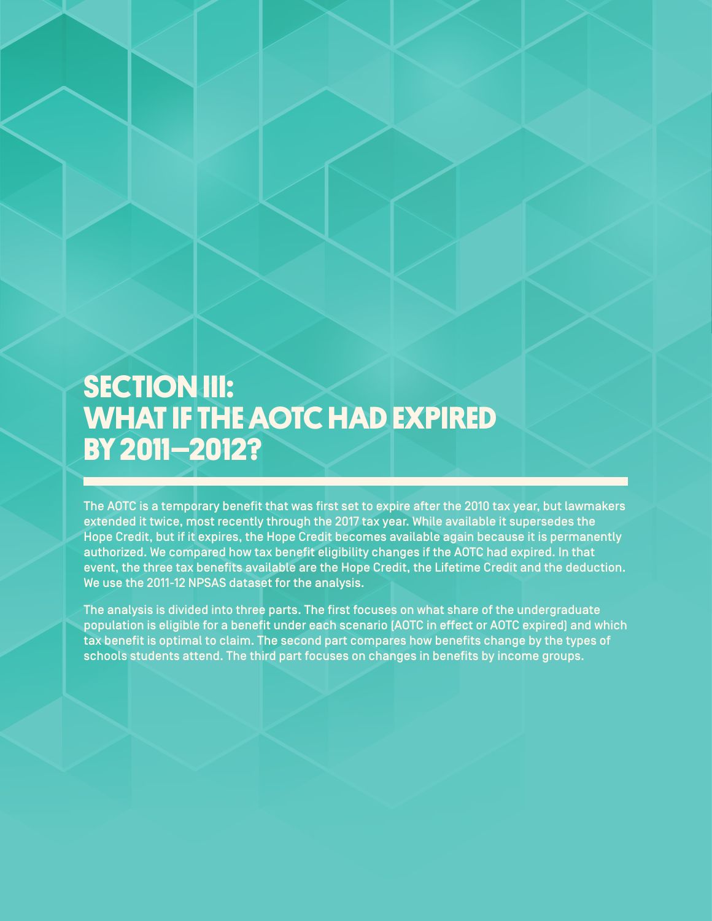# SECTION III: WHAT IF THE AOTC HAD EXPIRED BY 2011–2012?

The AOTC is a temporary benefit that was first set to expire after the 2010 tax year, but lawmakers extended it twice, most recently through the 2017 tax year. While available it supersedes the Hope Credit, but if it expires, the Hope Credit becomes available again because it is permanently authorized. We compared how tax benefit eligibility changes if the AOTC had expired. In that event, the three tax benefits available are the Hope Credit, the Lifetime Credit and the deduction. We use the 2011-12 NPSAS dataset for the analysis.

The analysis is divided into three parts. The first focuses on what share of the undergraduate population is eligible for a benefit under each scenario (AOTC in effect or AOTC expired) and which tax benefit is optimal to claim. The second part compares how benefits change by the types of schools students attend. The third part focuses on changes in benefits by income groups.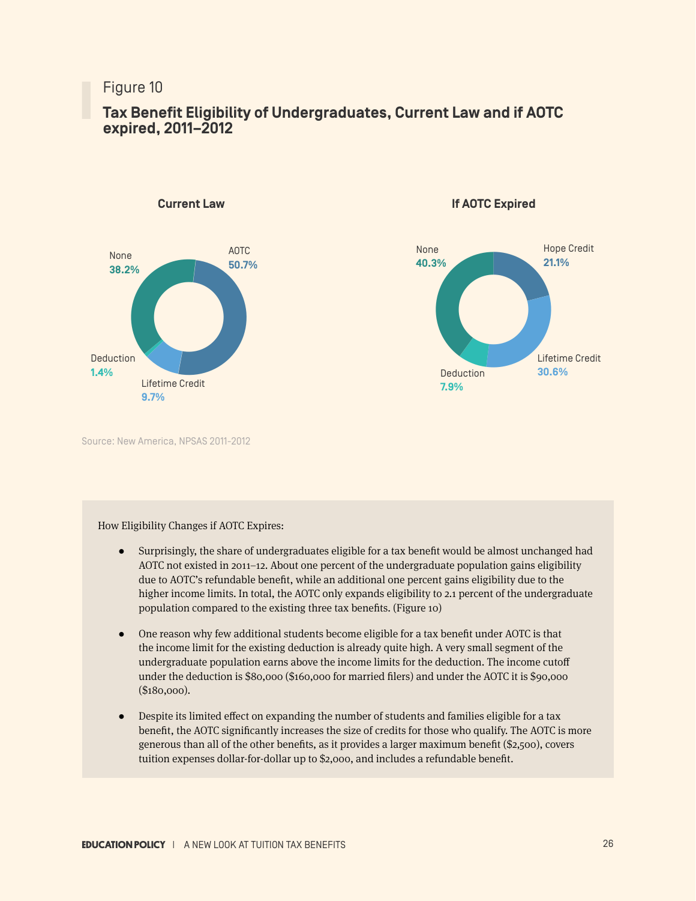Figure 10

## Tax Benefit Eligibility of Undergraduates, Current Law and if AOTC expired, 2011–2012

**Current Law**

| Benefit | Share |
| --- | --- |
| AOTC | 50.7% |
| Lifetime Credit | 9.7% |
| Deduction | 1.4% |
| None | 38.2% |

**If AOTC Expired**

| Benefit | Share |
| --- | --- |
| Hope Credit | 21.1% |
| Lifetime Credit | 30.6% |
| Deduction | 7.9% |
| None | 40.3% |

Source: New America, NPSAS 2011-2012

How Eligibility Changes if AOTC Expires:

- Surprisingly, the share of undergraduates eligible for a tax benefit would be almost unchanged had AOTC not existed in 2011–12. About one percent of the undergraduate population gains eligibility due to AOTC's refundable benefit, while an additional one percent gains eligibility due to the higher income limits. In total, the AOTC only expands eligibility to 2.1 percent of the undergraduate population compared to the existing three tax benefits. (Figure 10)
- One reason why few additional students become eligible for a tax benefit under AOTC is that the income limit for the existing deduction is already quite high. A very small segment of the undergraduate population earns above the income limits for the deduction. The income cutoff under the deduction is $80,000 ($160,000 for married filers) and under the AOTC it is $90,000 ($180,000).
- Despite its limited effect on expanding the number of students and families eligible for a tax benefit, the AOTC significantly increases the size of credits for those who qualify. The AOTC is more generous than all of the other benefits, as it provides a larger maximum benefit ($2,500), covers tuition expenses dollar-for-dollar up to $2,000, and includes a refundable benefit.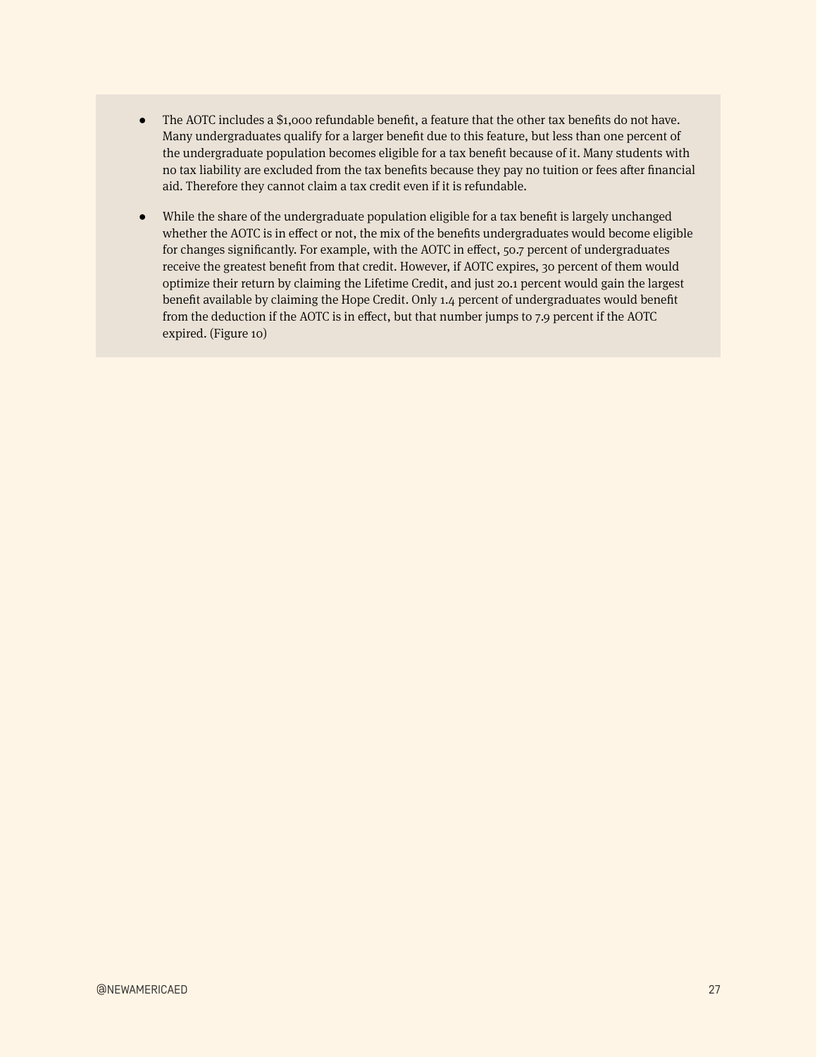- The AOTC includes a $1,000 refundable benefit, a feature that the other tax benefits do not have. Many undergraduates qualify for a larger benefit due to this feature, but less than one percent of the undergraduate population becomes eligible for a tax benefit because of it. Many students with no tax liability are excluded from the tax benefits because they pay no tuition or fees after financial aid. Therefore they cannot claim a tax credit even if it is refundable.
- While the share of the undergraduate population eligible for a tax benefit is largely unchanged whether the AOTC is in effect or not, the mix of the benefits undergraduates would become eligible for changes significantly. For example, with the AOTC in effect, 50.7 percent of undergraduates receive the greatest benefit from that credit. However, if AOTC expires, 30 percent of them would optimize their return by claiming the Lifetime Credit, and just 20.1 percent would gain the largest benefit available by claiming the Hope Credit. Only 1.4 percent of undergraduates would benefit from the deduction if the AOTC is in effect, but that number jumps to 7.9 percent if the AOTC expired. (Figure 10)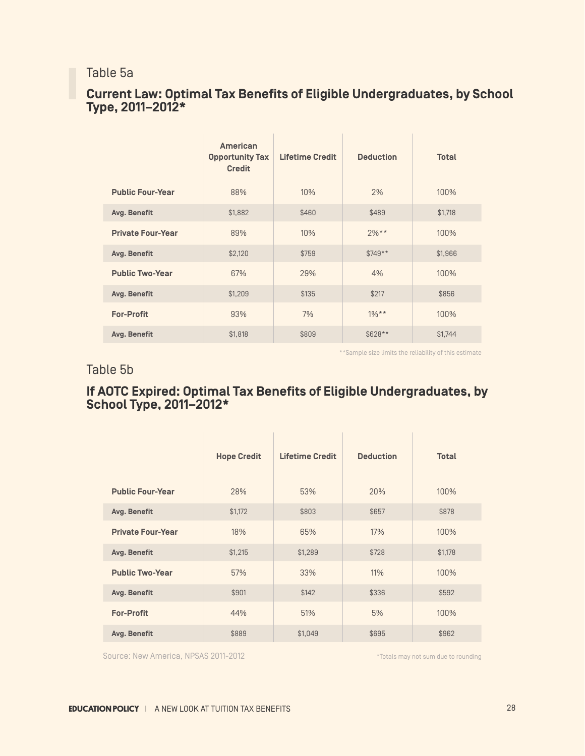Table 5a

## Current Law: Optimal Tax Benefits of Eligible Undergraduates, by School Type, 2011–2012*

| | American Opportunity Tax Credit | Lifetime Credit | Deduction | Total |
|---|---|---|---|---|
| **Public Four-Year** | 88% | 10% | 2% | 100% |
| **Avg. Benefit** | $1,882 | $460 | $489 | $1,718 |
| **Private Four-Year** | 89% | 10% | 2%** | 100% |
| **Avg. Benefit** | $2,120 | $759 | $749** | $1,966 |
| **Public Two-Year** | 67% | 29% | 4% | 100% |
| **Avg. Benefit** | $1,209 | $135 | $217 | $856 |
| **For-Profit** | 93% | 7% | 1%** | 100% |
| **Avg. Benefit** | $1,818 | $809 | $628** | $1,744 |

**Sample size limits the reliability of this estimate

Table 5b

## If AOTC Expired: Optimal Tax Benefits of Eligible Undergraduates, by School Type, 2011–2012*

| | Hope Credit | Lifetime Credit | Deduction | Total |
|---|---|---|---|---|
| **Public Four-Year** | 28% | 53% | 20% | 100% |
| **Avg. Benefit** | $1,172 | $803 | $657 | $878 |
| **Private Four-Year** | 18% | 65% | 17% | 100% |
| **Avg. Benefit** | $1,215 | $1,289 | $728 | $1,178 |
| **Public Two-Year** | 57% | 33% | 11% | 100% |
| **Avg. Benefit** | $901 | $142 | $336 | $592 |
| **For-Profit** | 44% | 51% | 5% | 100% |
| **Avg. Benefit** | $889 | $1,049 | $695 | $962 |

Source: New America, NPSAS 2011-2012

*Totals may not sum due to rounding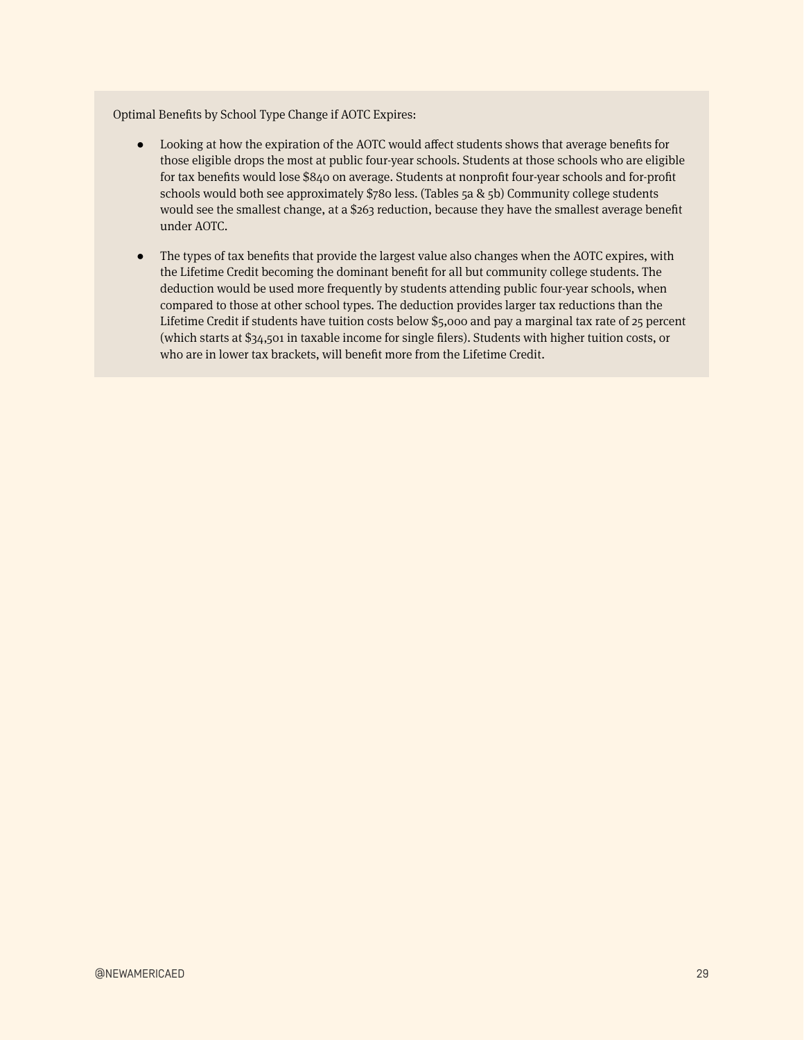Optimal Benefits by School Type Change if AOTC Expires:

- Looking at how the expiration of the AOTC would affect students shows that average benefits for those eligible drops the most at public four-year schools. Students at those schools who are eligible for tax benefits would lose $840 on average. Students at nonprofit four-year schools and for-profit schools would both see approximately $780 less. (Tables 5a & 5b) Community college students would see the smallest change, at a $263 reduction, because they have the smallest average benefit under AOTC.

- The types of tax benefits that provide the largest value also changes when the AOTC expires, with the Lifetime Credit becoming the dominant benefit for all but community college students. The deduction would be used more frequently by students attending public four-year schools, when compared to those at other school types. The deduction provides larger tax reductions than the Lifetime Credit if students have tuition costs below $5,000 and pay a marginal tax rate of 25 percent (which starts at $34,501 in taxable income for single filers). Students with higher tuition costs, or who are in lower tax brackets, will benefit more from the Lifetime Credit.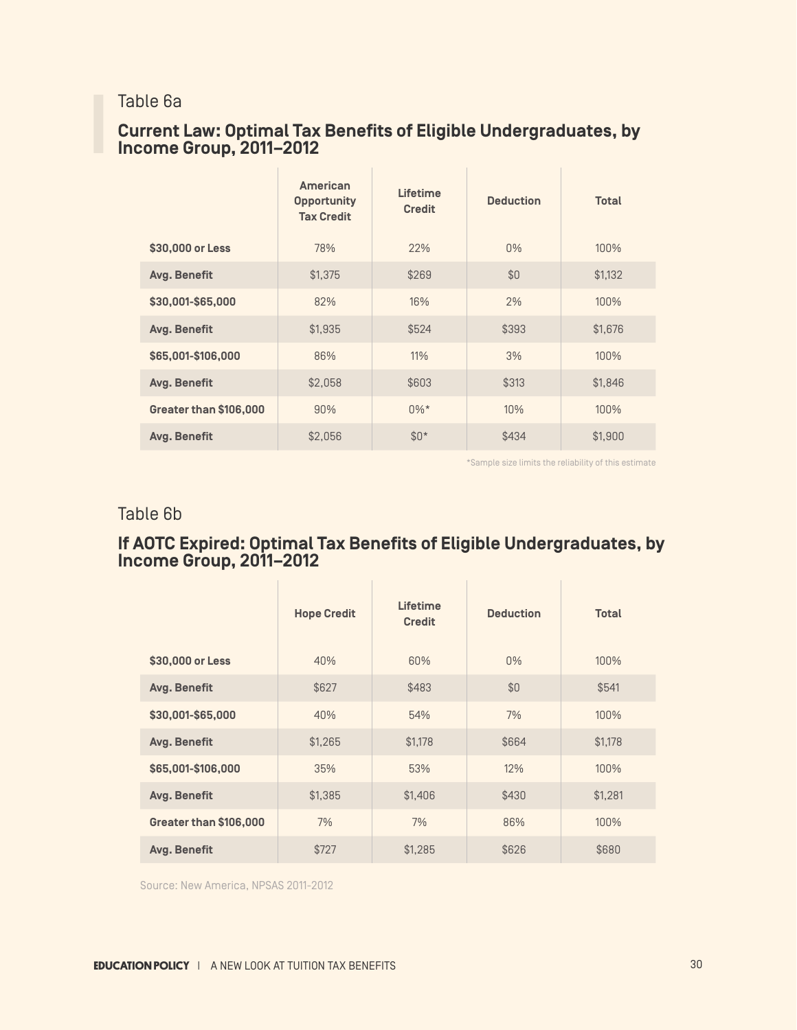Table 6a

## Current Law: Optimal Tax Benefits of Eligible Undergraduates, by Income Group, 2011–2012

| | American Opportunity Tax Credit | Lifetime Credit | Deduction | Total |
|---|---|---|---|---|
| **$30,000 or Less** | 78% | 22% | 0% | 100% |
| **Avg. Benefit** | $1,375 | $269 | $0 | $1,132 |
| **$30,001-$65,000** | 82% | 16% | 2% | 100% |
| **Avg. Benefit** | $1,935 | $524 | $393 | $1,676 |
| **$65,001-$106,000** | 86% | 11% | 3% | 100% |
| **Avg. Benefit** | $2,058 | $603 | $313 | $1,846 |
| **Greater than $106,000** | 90% | 0%* | 10% | 100% |
| **Avg. Benefit** | $2,056 | $0* | $434 | $1,900 |

*Sample size limits the reliability of this estimate

Table 6b

## If AOTC Expired: Optimal Tax Benefits of Eligible Undergraduates, by Income Group, 2011–2012

| | Hope Credit | Lifetime Credit | Deduction | Total |
|---|---|---|---|---|
| **$30,000 or Less** | 40% | 60% | 0% | 100% |
| **Avg. Benefit** | $627 | $483 | $0 | $541 |
| **$30,001-$65,000** | 40% | 54% | 7% | 100% |
| **Avg. Benefit** | $1,265 | $1,178 | $664 | $1,178 |
| **$65,001-$106,000** | 35% | 53% | 12% | 100% |
| **Avg. Benefit** | $1,385 | $1,406 | $430 | $1,281 |
| **Greater than $106,000** | 7% | 7% | 86% | 100% |
| **Avg. Benefit** | $727 | $1,285 | $626 | $680 |

Source: New America, NPSAS 2011-2012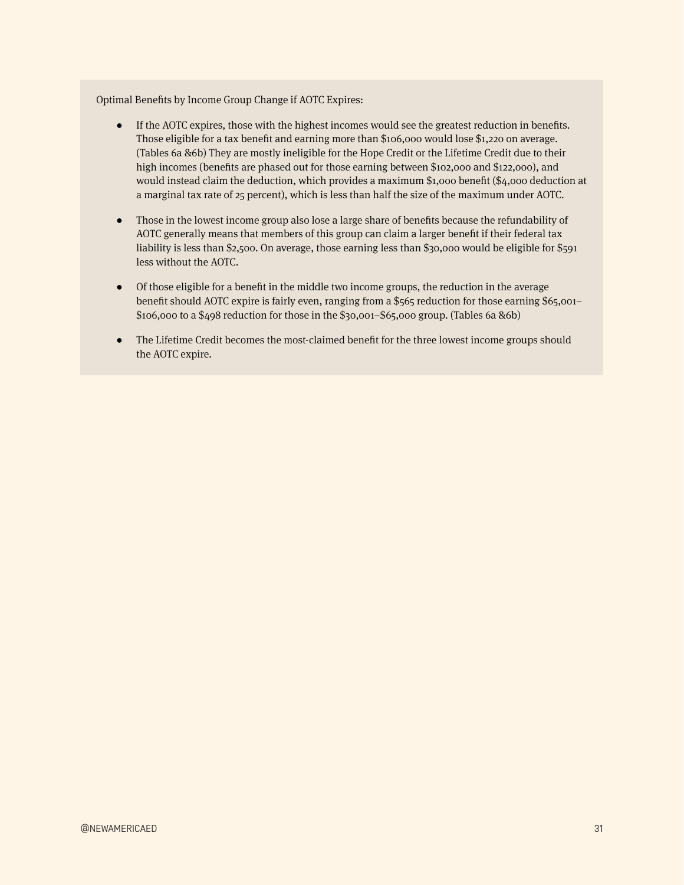Optimal Benefits by Income Group Change if AOTC Expires:

- If the AOTC expires, those with the highest incomes would see the greatest reduction in benefits. Those eligible for a tax benefit and earning more than $106,000 would lose $1,220 on average. (Tables 6a &6b) They are mostly ineligible for the Hope Credit or the Lifetime Credit due to their high incomes (benefits are phased out for those earning between $102,000 and $122,000), and would instead claim the deduction, which provides a maximum $1,000 benefit ($4,000 deduction at a marginal tax rate of 25 percent), which is less than half the size of the maximum under AOTC.

- Those in the lowest income group also lose a large share of benefits because the refundability of AOTC generally means that members of this group can claim a larger benefit if their federal tax liability is less than $2,500. On average, those earning less than $30,000 would be eligible for $591 less without the AOTC.

- Of those eligible for a benefit in the middle two income groups, the reduction in the average benefit should AOTC expire is fairly even, ranging from a $565 reduction for those earning $65,001–$106,000 to a $498 reduction for those in the $30,001–$65,000 group. (Tables 6a &6b)

- The Lifetime Credit becomes the most-claimed benefit for the three lowest income groups should the AOTC expire.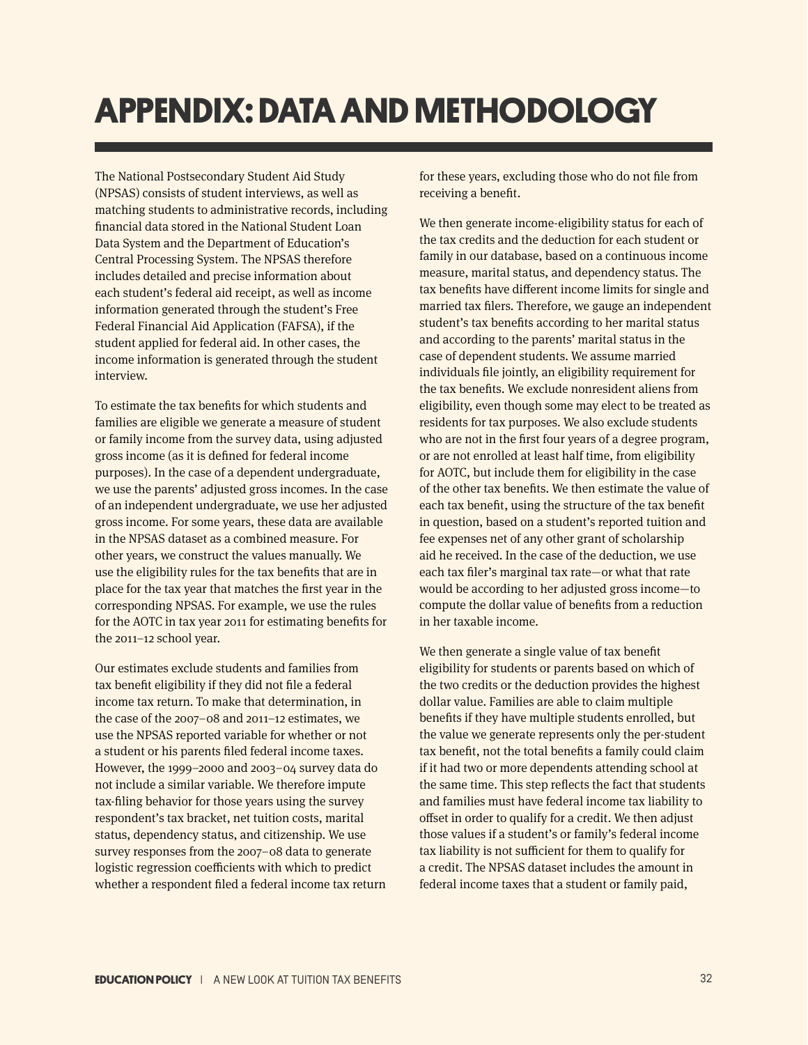# APPENDIX: DATA AND METHODOLOGY

The National Postsecondary Student Aid Study (NPSAS) consists of student interviews, as well as matching students to administrative records, including financial data stored in the National Student Loan Data System and the Department of Education's Central Processing System. The NPSAS therefore includes detailed and precise information about each student's federal aid receipt, as well as income information generated through the student's Free Federal Financial Aid Application (FAFSA), if the student applied for federal aid. In other cases, the income information is generated through the student interview.

To estimate the tax benefits for which students and families are eligible we generate a measure of student or family income from the survey data, using adjusted gross income (as it is defined for federal income purposes). In the case of a dependent undergraduate, we use the parents' adjusted gross incomes. In the case of an independent undergraduate, we use her adjusted gross income. For some years, these data are available in the NPSAS dataset as a combined measure. For other years, we construct the values manually. We use the eligibility rules for the tax benefits that are in place for the tax year that matches the first year in the corresponding NPSAS. For example, we use the rules for the AOTC in tax year 2011 for estimating benefits for the 2011–12 school year.

Our estimates exclude students and families from tax benefit eligibility if they did not file a federal income tax return. To make that determination, in the case of the 2007–08 and 2011–12 estimates, we use the NPSAS reported variable for whether or not a student or his parents filed federal income taxes. However, the 1999–2000 and 2003–04 survey data do not include a similar variable. We therefore impute tax-filing behavior for those years using the survey respondent's tax bracket, net tuition costs, marital status, dependency status, and citizenship. We use survey responses from the 2007–08 data to generate logistic regression coefficients with which to predict whether a respondent filed a federal income tax return for these years, excluding those who do not file from receiving a benefit.

We then generate income-eligibility status for each of the tax credits and the deduction for each student or family in our database, based on a continuous income measure, marital status, and dependency status. The tax benefits have different income limits for single and married tax filers. Therefore, we gauge an independent student's tax benefits according to her marital status and according to the parents' marital status in the case of dependent students. We assume married individuals file jointly, an eligibility requirement for the tax benefits. We exclude nonresident aliens from eligibility, even though some may elect to be treated as residents for tax purposes. We also exclude students who are not in the first four years of a degree program, or are not enrolled at least half time, from eligibility for AOTC, but include them for eligibility in the case of the other tax benefits. We then estimate the value of each tax benefit, using the structure of the tax benefit in question, based on a student's reported tuition and fee expenses net of any other grant of scholarship aid he received. In the case of the deduction, we use each tax filer's marginal tax rate—or what that rate would be according to her adjusted gross income—to compute the dollar value of benefits from a reduction in her taxable income.

We then generate a single value of tax benefit eligibility for students or parents based on which of the two credits or the deduction provides the highest dollar value. Families are able to claim multiple benefits if they have multiple students enrolled, but the value we generate represents only the per-student tax benefit, not the total benefits a family could claim if it had two or more dependents attending school at the same time. This step reflects the fact that students and families must have federal income tax liability to offset in order to qualify for a credit. We then adjust those values if a student's or family's federal income tax liability is not sufficient for them to qualify for a credit. The NPSAS dataset includes the amount in federal income taxes that a student or family paid,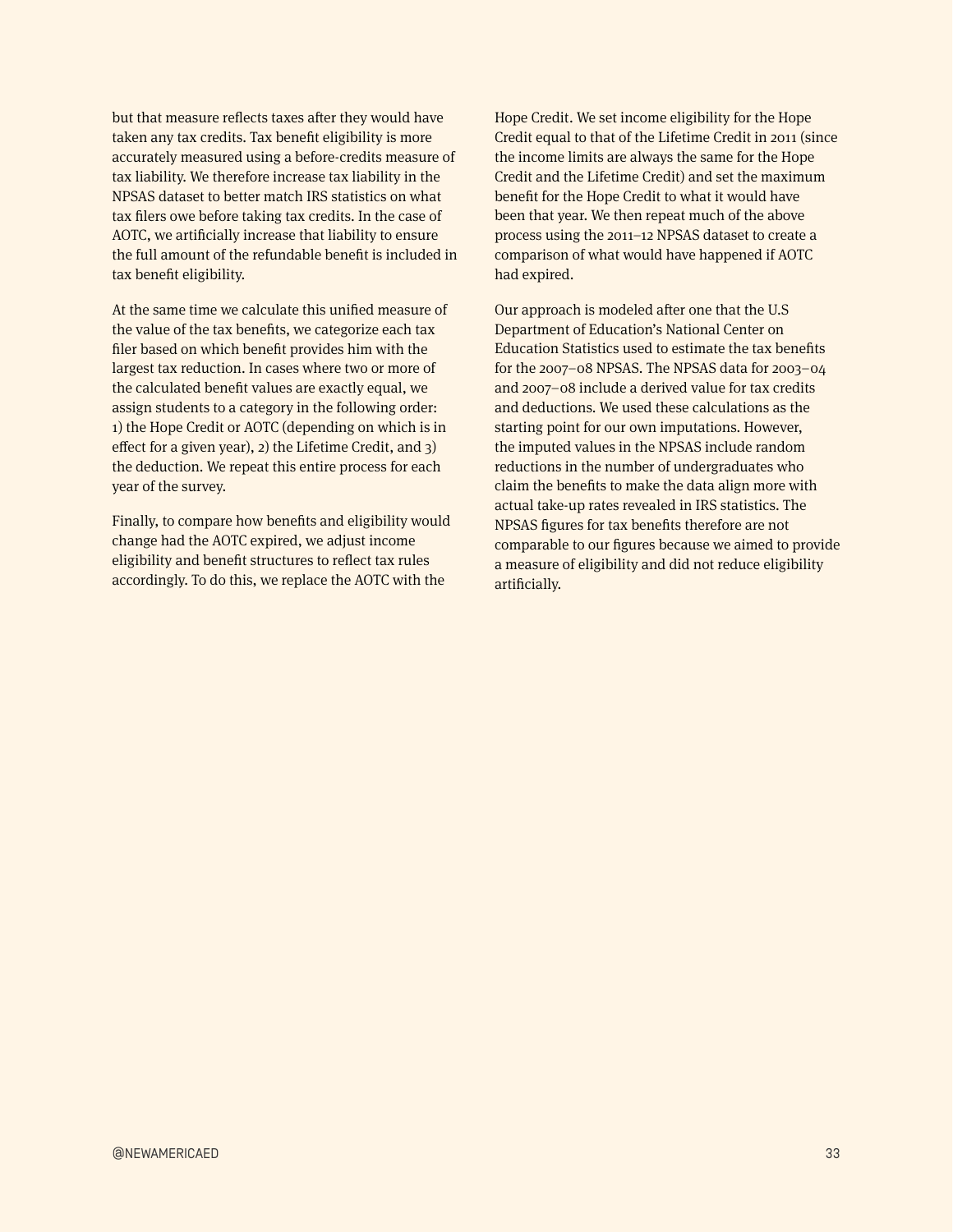but that measure reflects taxes after they would have taken any tax credits. Tax benefit eligibility is more accurately measured using a before-credits measure of tax liability. We therefore increase tax liability in the NPSAS dataset to better match IRS statistics on what tax filers owe before taking tax credits. In the case of AOTC, we artificially increase that liability to ensure the full amount of the refundable benefit is included in tax benefit eligibility.

At the same time we calculate this unified measure of the value of the tax benefits, we categorize each tax filer based on which benefit provides him with the largest tax reduction. In cases where two or more of the calculated benefit values are exactly equal, we assign students to a category in the following order: 1) the Hope Credit or AOTC (depending on which is in effect for a given year), 2) the Lifetime Credit, and 3) the deduction. We repeat this entire process for each year of the survey.

Finally, to compare how benefits and eligibility would change had the AOTC expired, we adjust income eligibility and benefit structures to reflect tax rules accordingly. To do this, we replace the AOTC with the Hope Credit. We set income eligibility for the Hope Credit equal to that of the Lifetime Credit in 2011 (since the income limits are always the same for the Hope Credit and the Lifetime Credit) and set the maximum benefit for the Hope Credit to what it would have been that year. We then repeat much of the above process using the 2011–12 NPSAS dataset to create a comparison of what would have happened if AOTC had expired.

Our approach is modeled after one that the U.S Department of Education's National Center on Education Statistics used to estimate the tax benefits for the 2007–08 NPSAS. The NPSAS data for 2003–04 and 2007–08 include a derived value for tax credits and deductions. We used these calculations as the starting point for our own imputations. However, the imputed values in the NPSAS include random reductions in the number of undergraduates who claim the benefits to make the data align more with actual take-up rates revealed in IRS statistics. The NPSAS figures for tax benefits therefore are not comparable to our figures because we aimed to provide a measure of eligibility and did not reduce eligibility artificially.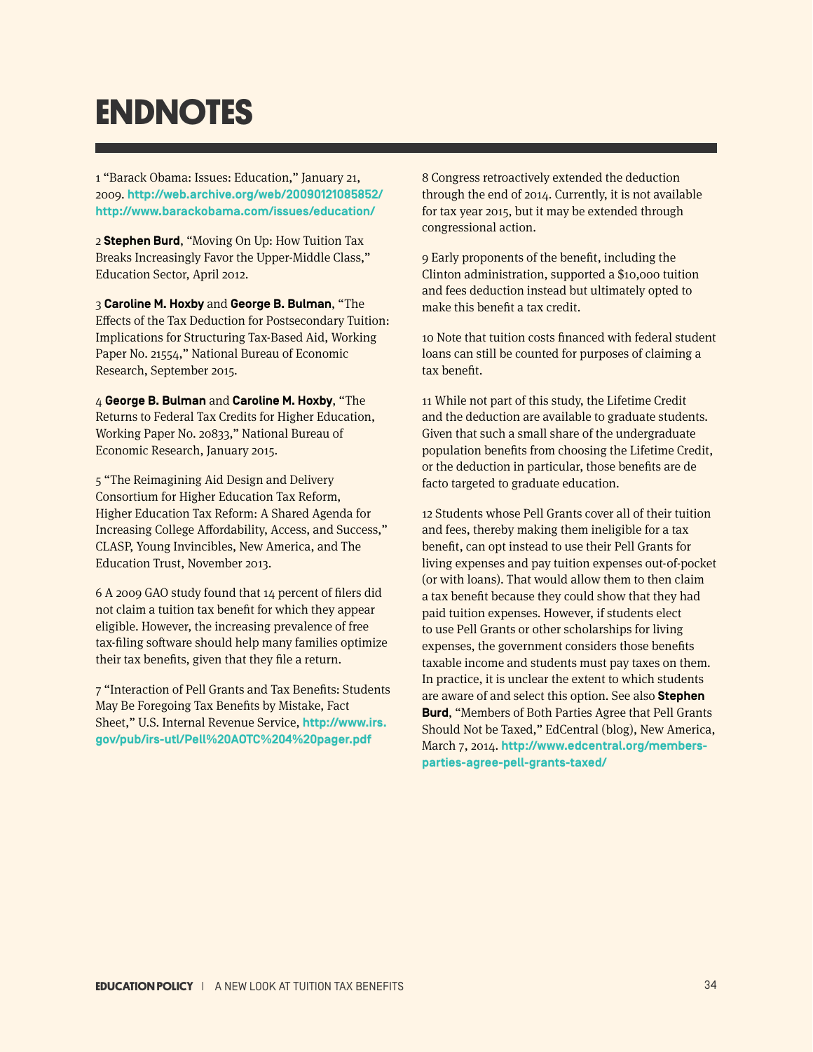# ENDNOTES

1 "Barack Obama: Issues: Education," January 21, 2009. http://web.archive.org/web/20090121085852/http://www.barackobama.com/issues/education/

2 **Stephen Burd**, "Moving On Up: How Tuition Tax Breaks Increasingly Favor the Upper-Middle Class," Education Sector, April 2012.

3 **Caroline M. Hoxby** and **George B. Bulman**, "The Effects of the Tax Deduction for Postsecondary Tuition: Implications for Structuring Tax-Based Aid, Working Paper No. 21554," National Bureau of Economic Research, September 2015.

4 **George B. Bulman** and **Caroline M. Hoxby**, "The Returns to Federal Tax Credits for Higher Education, Working Paper No. 20833," National Bureau of Economic Research, January 2015.

5 "The Reimagining Aid Design and Delivery Consortium for Higher Education Tax Reform, Higher Education Tax Reform: A Shared Agenda for Increasing College Affordability, Access, and Success," CLASP, Young Invincibles, New America, and The Education Trust, November 2013.

6 A 2009 GAO study found that 14 percent of filers did not claim a tuition tax benefit for which they appear eligible. However, the increasing prevalence of free tax-filing software should help many families optimize their tax benefits, given that they file a return.

7 "Interaction of Pell Grants and Tax Benefits: Students May Be Foregoing Tax Benefits by Mistake, Fact Sheet," U.S. Internal Revenue Service, http://www.irs.gov/pub/irs-utl/Pell%20AOTC%204%20pager.pdf

8 Congress retroactively extended the deduction through the end of 2014. Currently, it is not available for tax year 2015, but it may be extended through congressional action.

9 Early proponents of the benefit, including the Clinton administration, supported a $10,000 tuition and fees deduction instead but ultimately opted to make this benefit a tax credit.

10 Note that tuition costs financed with federal student loans can still be counted for purposes of claiming a tax benefit.

11 While not part of this study, the Lifetime Credit and the deduction are available to graduate students. Given that such a small share of the undergraduate population benefits from choosing the Lifetime Credit, or the deduction in particular, those benefits are de facto targeted to graduate education.

12 Students whose Pell Grants cover all of their tuition and fees, thereby making them ineligible for a tax benefit, can opt instead to use their Pell Grants for living expenses and pay tuition expenses out-of-pocket (or with loans). That would allow them to then claim a tax benefit because they could show that they had paid tuition expenses. However, if students elect to use Pell Grants or other scholarships for living expenses, the government considers those benefits taxable income and students must pay taxes on them. In practice, it is unclear the extent to which students are aware of and select this option. See also **Stephen Burd**, "Members of Both Parties Agree that Pell Grants Should Not be Taxed," EdCentral (blog), New America, March 7, 2014. http://www.edcentral.org/members-parties-agree-pell-grants-taxed/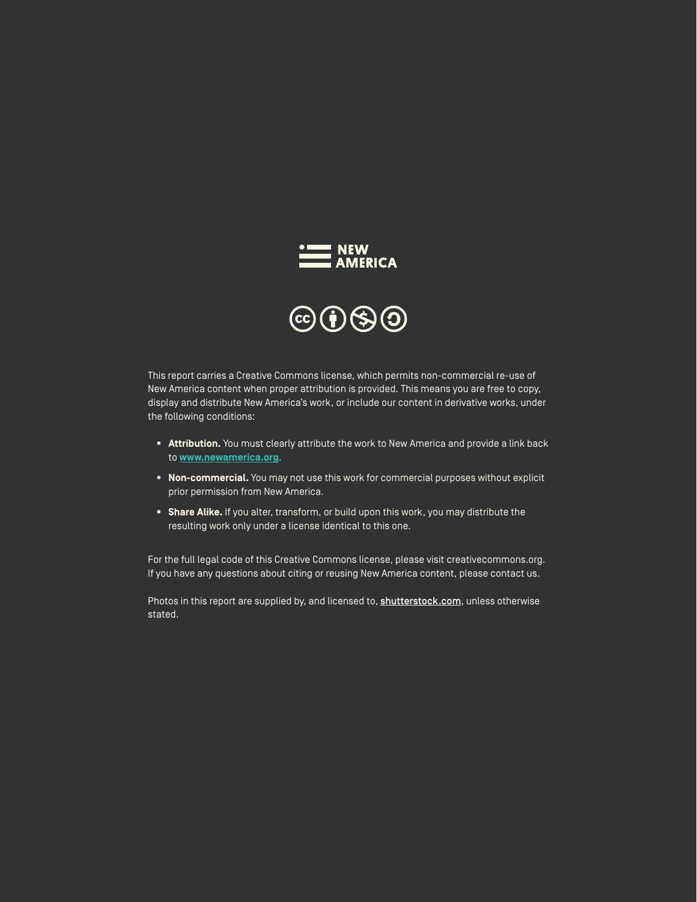NEW AMERICA

This report carries a Creative Commons license, which permits non-commercial re-use of New America content when proper attribution is provided. This means you are free to copy, display and distribute New America's work, or include our content in derivative works, under the following conditions:

- **Attribution.** You must clearly attribute the work to New America and provide a link back to **www.newamerica.org**.
- **Non-commercial.** You may not use this work for commercial purposes without explicit prior permission from New America.
- **Share Alike.** If you alter, transform, or build upon this work, you may distribute the resulting work only under a license identical to this one.

For the full legal code of this Creative Commons license, please visit creativecommons.org. If you have any questions about citing or reusing New America content, please contact us.

Photos in this report are supplied by, and licensed to, **shutterstock.com**, unless otherwise stated.